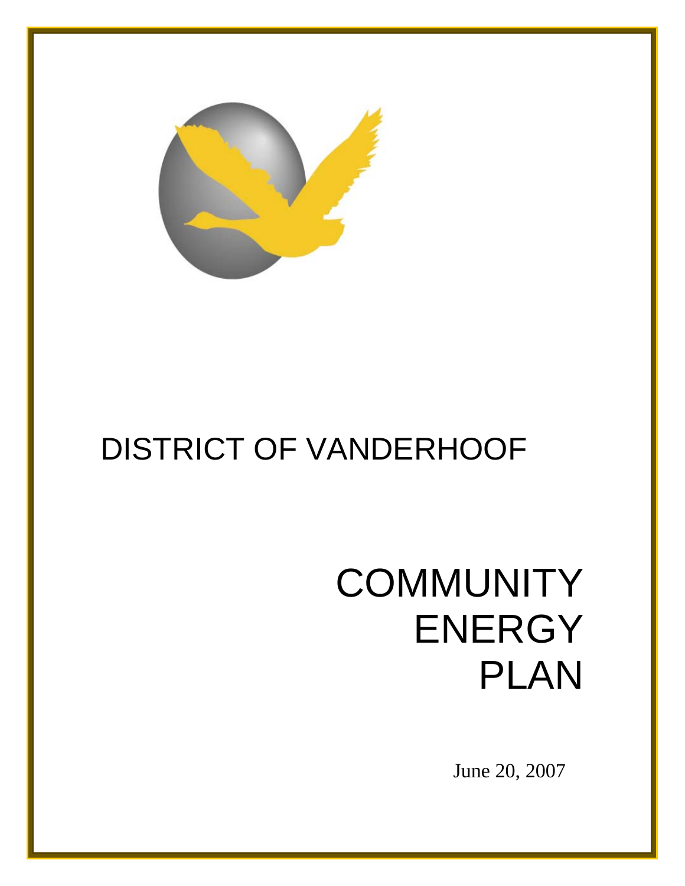# DISTRICT OF VANDERHOOF

# COMMUNITY ENERGY PLAN

June 20, 2007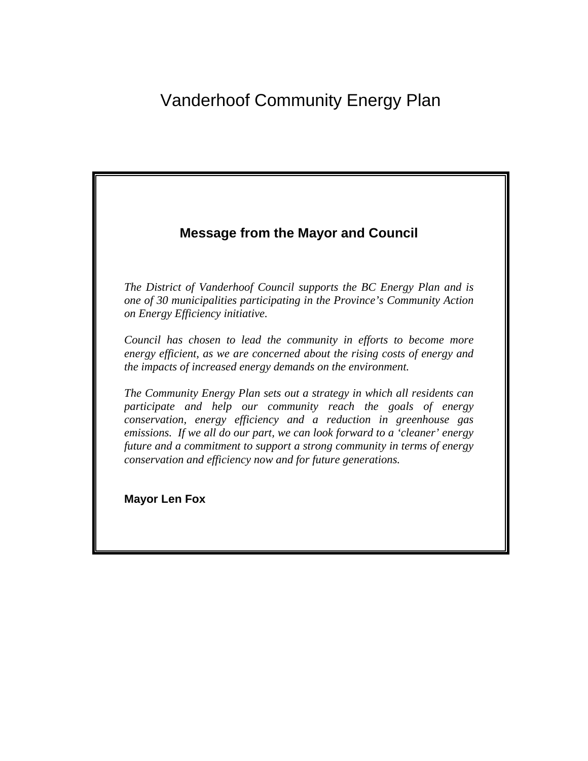# Vanderhoof Community Energy Plan

## Message from the Mayor and Council

*The District of Vanderhoof Council supports the BC Energy Plan and is one of 30 municipalities participating in the Province's Community Action on Energy Efficiency initiative.*

*Council has chosen to lead the community in efforts to become more energy efficient, as we are concerned about the rising costs of energy and the impacts of increased energy demands on the environment.*

*The Community Energy Plan sets out a strategy in which all residents can participate and help our community reach the goals of energy conservation, energy efficiency and a reduction in greenhouse gas emissions. If we all do our part, we can look forward to a 'cleaner' energy future and a commitment to support a strong community in terms of energy conservation and efficiency now and for future generations.*

**Mayor Len Fox**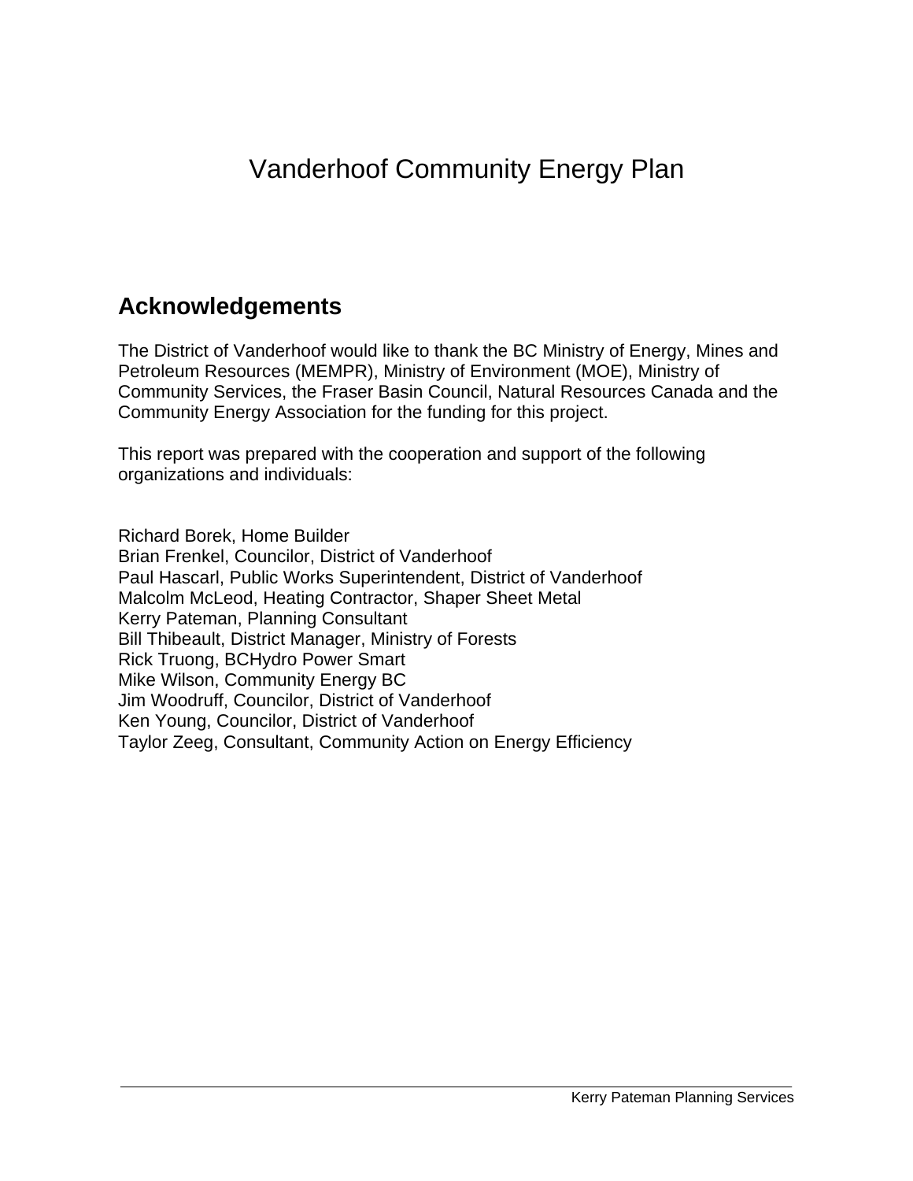# Vanderhoof Community Energy Plan

## Acknowledgements

The District of Vanderhoof would like to thank the BC Ministry of Energy, Mines and Petroleum Resources (MEMPR), Ministry of Environment (MOE), Ministry of Community Services, the Fraser Basin Council, Natural Resources Canada and the Community Energy Association for the funding for this project.

This report was prepared with the cooperation and support of the following organizations and individuals:

Richard Borek, Home Builder
Brian Frenkel, Councilor, District of Vanderhoof
Paul Hascarl, Public Works Superintendent, District of Vanderhoof
Malcolm McLeod, Heating Contractor, Shaper Sheet Metal
Kerry Pateman, Planning Consultant
Bill Thibeault, District Manager, Ministry of Forests
Rick Truong, BCHydro Power Smart
Mike Wilson, Community Energy BC
Jim Woodruff, Councilor, District of Vanderhoof
Ken Young, Councilor, District of Vanderhoof
Taylor Zeeg, Consultant, Community Action on Energy Efficiency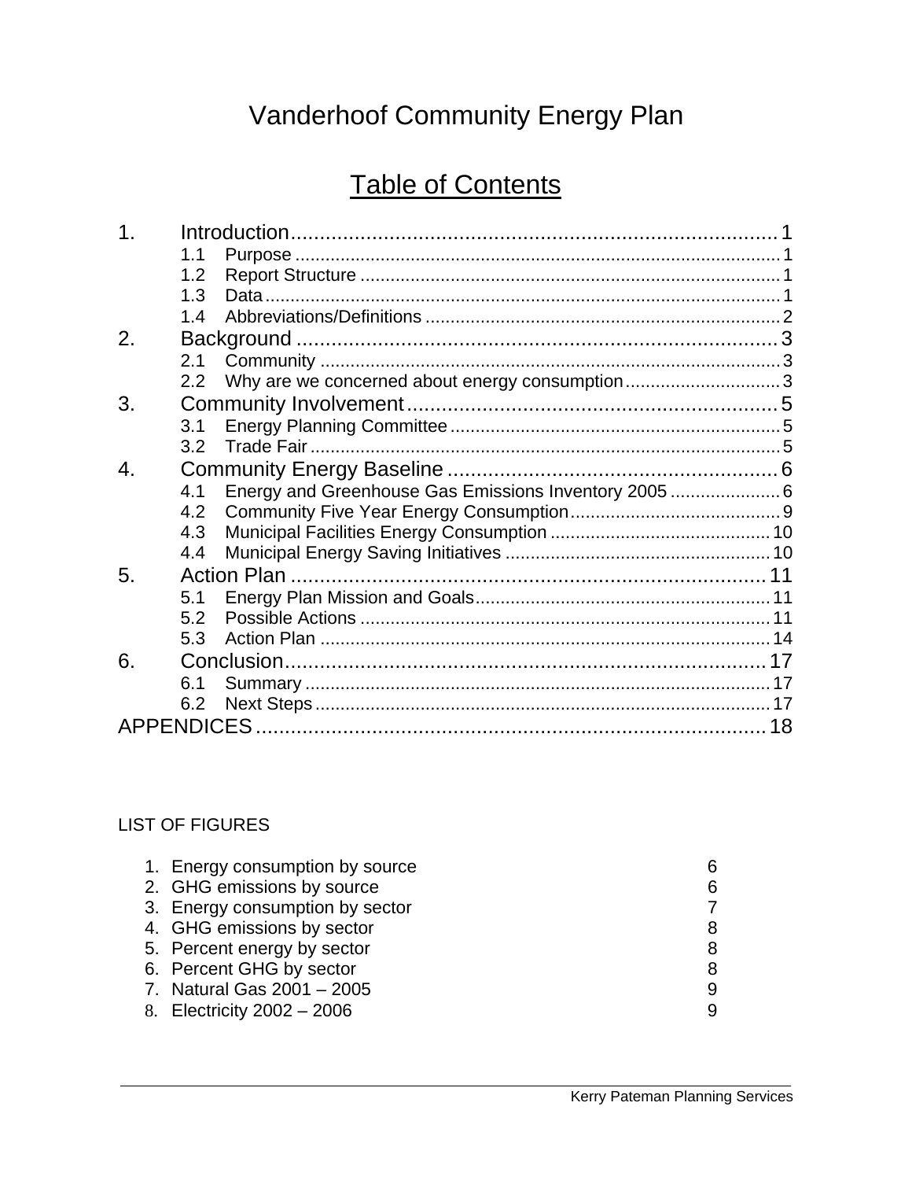# Vanderhoof Community Energy Plan

## Table of Contents

1. Introduction .......... 1
   - 1.1 Purpose .......... 1
   - 1.2 Report Structure .......... 1
   - 1.3 Data .......... 1
   - 1.4 Abbreviations/Definitions .......... 2
2. Background .......... 3
   - 2.1 Community .......... 3
   - 2.2 Why are we concerned about energy consumption .......... 3
3. Community Involvement .......... 5
   - 3.1 Energy Planning Committee .......... 5
   - 3.2 Trade Fair .......... 5
4. Community Energy Baseline .......... 6
   - 4.1 Energy and Greenhouse Gas Emissions Inventory 2005 .......... 6
   - 4.2 Community Five Year Energy Consumption .......... 9
   - 4.3 Municipal Facilities Energy Consumption .......... 10
   - 4.4 Municipal Energy Saving Initiatives .......... 10
5. Action Plan .......... 11
   - 5.1 Energy Plan Mission and Goals .......... 11
   - 5.2 Possible Actions .......... 11
   - 5.3 Action Plan .......... 14
6. Conclusion .......... 17
   - 6.1 Summary .......... 17
   - 6.2 Next Steps .......... 17

APPENDICES .......... 18

LIST OF FIGURES

1. Energy consumption by source 6
2. GHG emissions by source 6
3. Energy consumption by sector 7
4. GHG emissions by sector 8
5. Percent energy by sector 8
6. Percent GHG by sector 8
7. Natural Gas 2001 – 2005 9
8. Electricity 2002 – 2006 9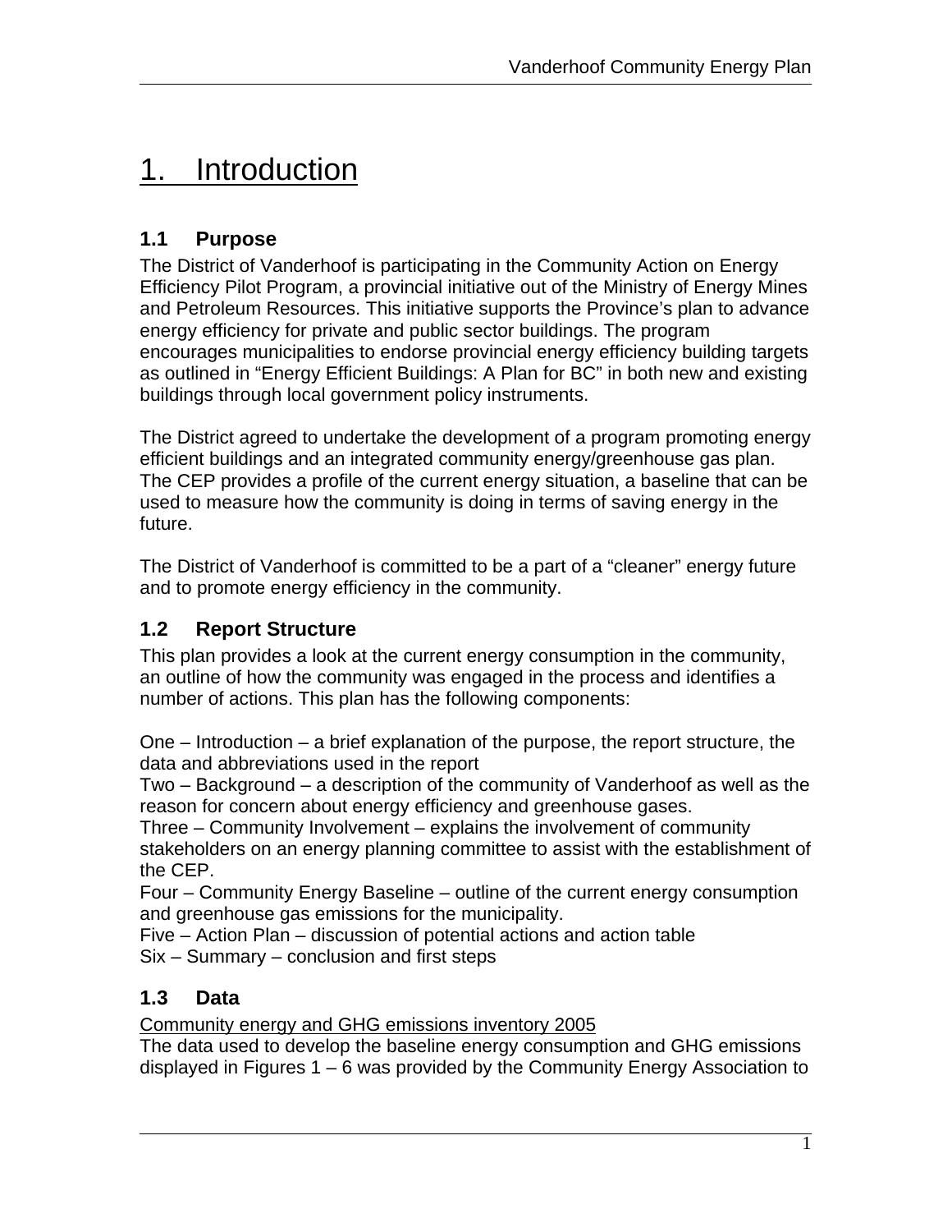# 1. Introduction

## 1.1 Purpose

The District of Vanderhoof is participating in the Community Action on Energy Efficiency Pilot Program, a provincial initiative out of the Ministry of Energy Mines and Petroleum Resources. This initiative supports the Province's plan to advance energy efficiency for private and public sector buildings. The program encourages municipalities to endorse provincial energy efficiency building targets as outlined in "Energy Efficient Buildings: A Plan for BC" in both new and existing buildings through local government policy instruments.

The District agreed to undertake the development of a program promoting energy efficient buildings and an integrated community energy/greenhouse gas plan. The CEP provides a profile of the current energy situation, a baseline that can be used to measure how the community is doing in terms of saving energy in the future.

The District of Vanderhoof is committed to be a part of a "cleaner" energy future and to promote energy efficiency in the community.

## 1.2 Report Structure

This plan provides a look at the current energy consumption in the community, an outline of how the community was engaged in the process and identifies a number of actions. This plan has the following components:

One – Introduction – a brief explanation of the purpose, the report structure, the data and abbreviations used in the report
Two – Background – a description of the community of Vanderhoof as well as the reason for concern about energy efficiency and greenhouse gases.
Three – Community Involvement – explains the involvement of community stakeholders on an energy planning committee to assist with the establishment of the CEP.
Four – Community Energy Baseline – outline of the current energy consumption and greenhouse gas emissions for the municipality.
Five – Action Plan – discussion of potential actions and action table
Six – Summary – conclusion and first steps

## 1.3 Data

Community energy and GHG emissions inventory 2005

The data used to develop the baseline energy consumption and GHG emissions displayed in Figures 1 – 6 was provided by the Community Energy Association to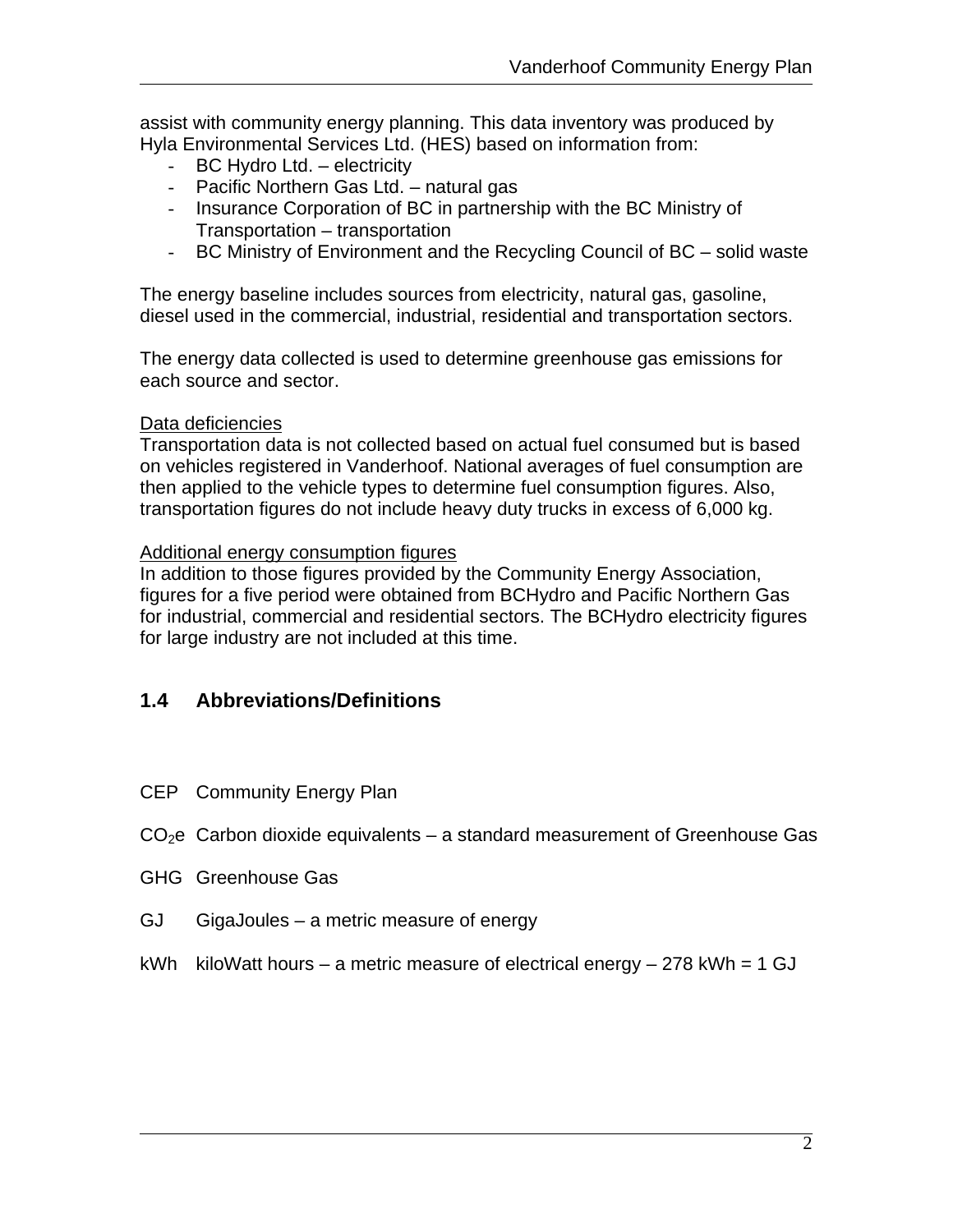assist with community energy planning. This data inventory was produced by Hyla Environmental Services Ltd. (HES) based on information from:

- BC Hydro Ltd. – electricity
- Pacific Northern Gas Ltd. – natural gas
- Insurance Corporation of BC in partnership with the BC Ministry of Transportation – transportation
- BC Ministry of Environment and the Recycling Council of BC – solid waste

The energy baseline includes sources from electricity, natural gas, gasoline, diesel used in the commercial, industrial, residential and transportation sectors.

The energy data collected is used to determine greenhouse gas emissions for each source and sector.

Data deficiencies

Transportation data is not collected based on actual fuel consumed but is based on vehicles registered in Vanderhoof. National averages of fuel consumption are then applied to the vehicle types to determine fuel consumption figures. Also, transportation figures do not include heavy duty trucks in excess of 6,000 kg.

Additional energy consumption figures

In addition to those figures provided by the Community Energy Association, figures for a five period were obtained from BCHydro and Pacific Northern Gas for industrial, commercial and residential sectors. The BCHydro electricity figures for large industry are not included at this time.

## 1.4 Abbreviations/Definitions

CEP Community Energy Plan

$CO_2e$ Carbon dioxide equivalents – a standard measurement of Greenhouse Gas

GHG Greenhouse Gas

GJ GigaJoules – a metric measure of energy

kWh kiloWatt hours – a metric measure of electrical energy – 278 kWh = 1 GJ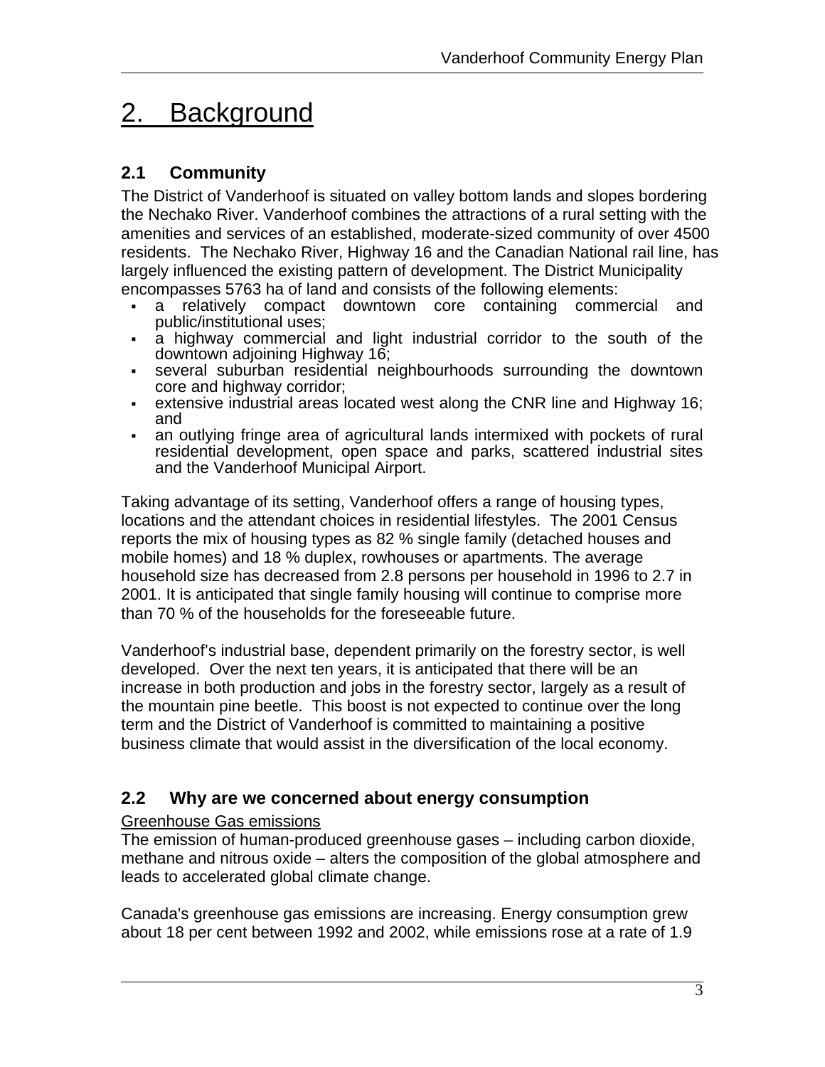# 2. Background

## 2.1 Community

The District of Vanderhoof is situated on valley bottom lands and slopes bordering the Nechako River. Vanderhoof combines the attractions of a rural setting with the amenities and services of an established, moderate-sized community of over 4500 residents. The Nechako River, Highway 16 and the Canadian National rail line, has largely influenced the existing pattern of development. The District Municipality encompasses 5763 ha of land and consists of the following elements:

- a relatively compact downtown core containing commercial and public/institutional uses;
- a highway commercial and light industrial corridor to the south of the downtown adjoining Highway 16;
- several suburban residential neighbourhoods surrounding the downtown core and highway corridor;
- extensive industrial areas located west along the CNR line and Highway 16; and
- an outlying fringe area of agricultural lands intermixed with pockets of rural residential development, open space and parks, scattered industrial sites and the Vanderhoof Municipal Airport.

Taking advantage of its setting, Vanderhoof offers a range of housing types, locations and the attendant choices in residential lifestyles. The 2001 Census reports the mix of housing types as 82 % single family (detached houses and mobile homes) and 18 % duplex, rowhouses or apartments. The average household size has decreased from 2.8 persons per household in 1996 to 2.7 in 2001. It is anticipated that single family housing will continue to comprise more than 70 % of the households for the foreseeable future.

Vanderhoof's industrial base, dependent primarily on the forestry sector, is well developed. Over the next ten years, it is anticipated that there will be an increase in both production and jobs in the forestry sector, largely as a result of the mountain pine beetle. This boost is not expected to continue over the long term and the District of Vanderhoof is committed to maintaining a positive business climate that would assist in the diversification of the local economy.

## 2.2 Why are we concerned about energy consumption

Greenhouse Gas emissions

The emission of human-produced greenhouse gases – including carbon dioxide, methane and nitrous oxide – alters the composition of the global atmosphere and leads to accelerated global climate change.

Canada's greenhouse gas emissions are increasing. Energy consumption grew about 18 per cent between 1992 and 2002, while emissions rose at a rate of 1.9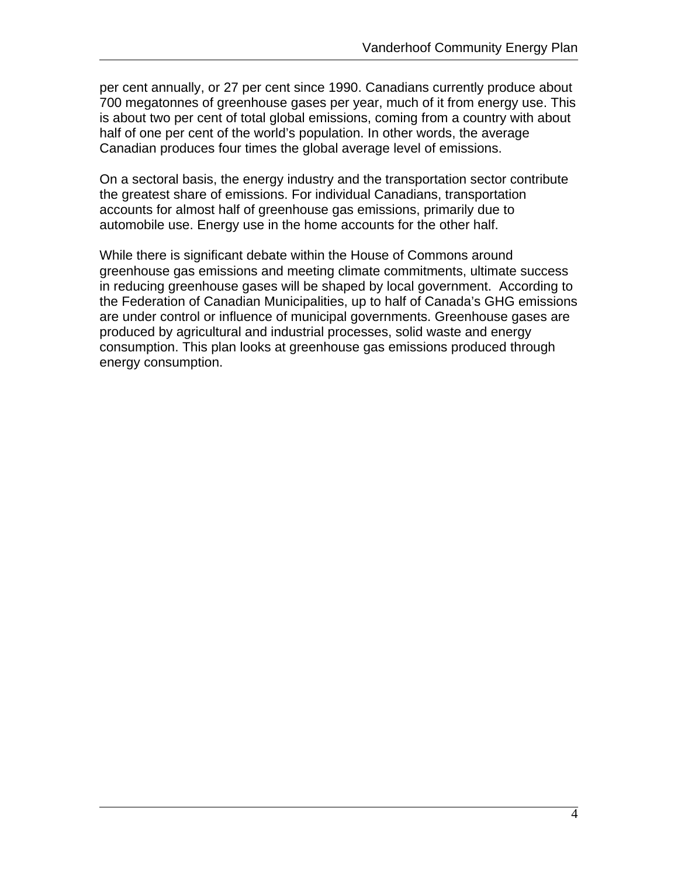per cent annually, or 27 per cent since 1990. Canadians currently produce about 700 megatonnes of greenhouse gases per year, much of it from energy use. This is about two per cent of total global emissions, coming from a country with about half of one per cent of the world's population. In other words, the average Canadian produces four times the global average level of emissions.

On a sectoral basis, the energy industry and the transportation sector contribute the greatest share of emissions. For individual Canadians, transportation accounts for almost half of greenhouse gas emissions, primarily due to automobile use. Energy use in the home accounts for the other half.

While there is significant debate within the House of Commons around greenhouse gas emissions and meeting climate commitments, ultimate success in reducing greenhouse gases will be shaped by local government. According to the Federation of Canadian Municipalities, up to half of Canada's GHG emissions are under control or influence of municipal governments. Greenhouse gases are produced by agricultural and industrial processes, solid waste and energy consumption. This plan looks at greenhouse gas emissions produced through energy consumption.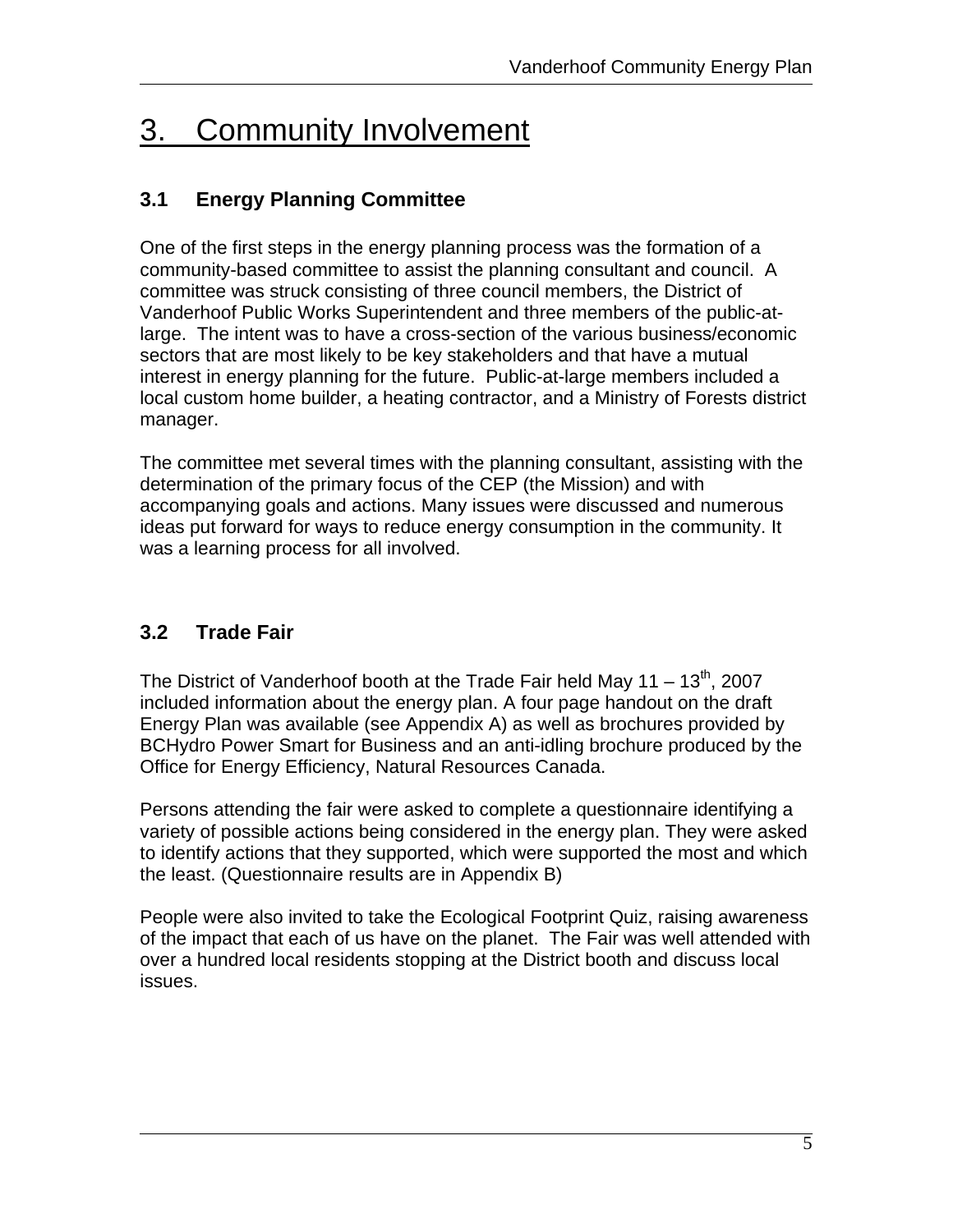# 3. Community Involvement

## 3.1 Energy Planning Committee

One of the first steps in the energy planning process was the formation of a community-based committee to assist the planning consultant and council. A committee was struck consisting of three council members, the District of Vanderhoof Public Works Superintendent and three members of the public-at-large. The intent was to have a cross-section of the various business/economic sectors that are most likely to be key stakeholders and that have a mutual interest in energy planning for the future. Public-at-large members included a local custom home builder, a heating contractor, and a Ministry of Forests district manager.

The committee met several times with the planning consultant, assisting with the determination of the primary focus of the CEP (the Mission) and with accompanying goals and actions. Many issues were discussed and numerous ideas put forward for ways to reduce energy consumption in the community. It was a learning process for all involved.

## 3.2 Trade Fair

The District of Vanderhoof booth at the Trade Fair held May 11 – 13th, 2007 included information about the energy plan. A four page handout on the draft Energy Plan was available (see Appendix A) as well as brochures provided by BCHydro Power Smart for Business and an anti-idling brochure produced by the Office for Energy Efficiency, Natural Resources Canada.

Persons attending the fair were asked to complete a questionnaire identifying a variety of possible actions being considered in the energy plan. They were asked to identify actions that they supported, which were supported the most and which the least. (Questionnaire results are in Appendix B)

People were also invited to take the Ecological Footprint Quiz, raising awareness of the impact that each of us have on the planet. The Fair was well attended with over a hundred local residents stopping at the District booth and discuss local issues.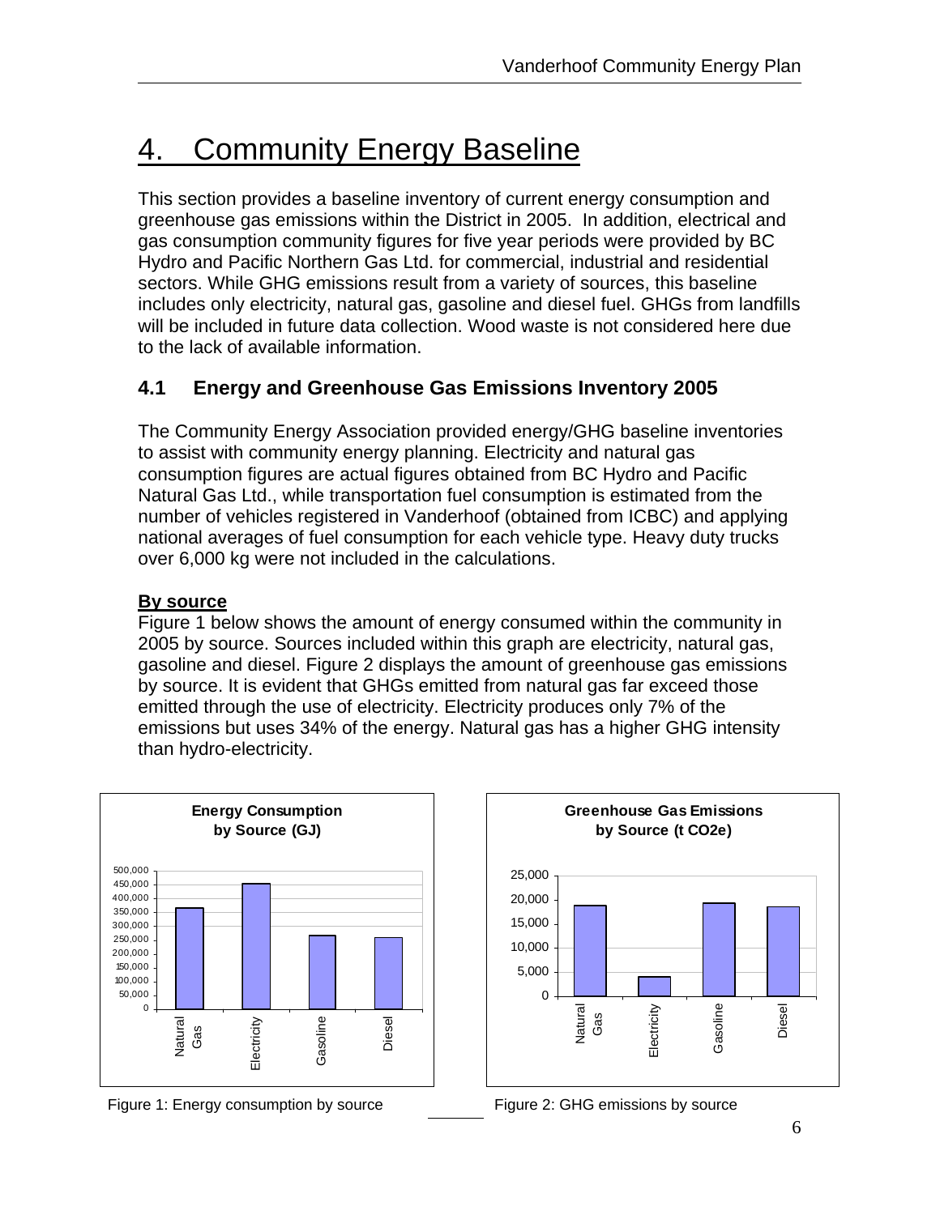# 4. Community Energy Baseline

This section provides a baseline inventory of current energy consumption and greenhouse gas emissions within the District in 2005. In addition, electrical and gas consumption community figures for five year periods were provided by BC Hydro and Pacific Northern Gas Ltd. for commercial, industrial and residential sectors. While GHG emissions result from a variety of sources, this baseline includes only electricity, natural gas, gasoline and diesel fuel. GHGs from landfills will be included in future data collection. Wood waste is not considered here due to the lack of available information.

## 4.1 Energy and Greenhouse Gas Emissions Inventory 2005

The Community Energy Association provided energy/GHG baseline inventories to assist with community energy planning. Electricity and natural gas consumption figures are actual figures obtained from BC Hydro and Pacific Natural Gas Ltd., while transportation fuel consumption is estimated from the number of vehicles registered in Vanderhoof (obtained from ICBC) and applying national averages of fuel consumption for each vehicle type. Heavy duty trucks over 6,000 kg were not included in the calculations.

**By source**

Figure 1 below shows the amount of energy consumed within the community in 2005 by source. Sources included within this graph are electricity, natural gas, gasoline and diesel. Figure 2 displays the amount of greenhouse gas emissions by source. It is evident that GHGs emitted from natural gas far exceed those emitted through the use of electricity. Electricity produces only 7% of the emissions but uses 34% of the energy. Natural gas has a higher GHG intensity than hydro-electricity.

**Energy Consumption by Source (GJ)**

Figure 1: Energy consumption by source

**Greenhouse Gas Emissions by Source (t $CO_2e$)**

Figure 2: GHG emissions by source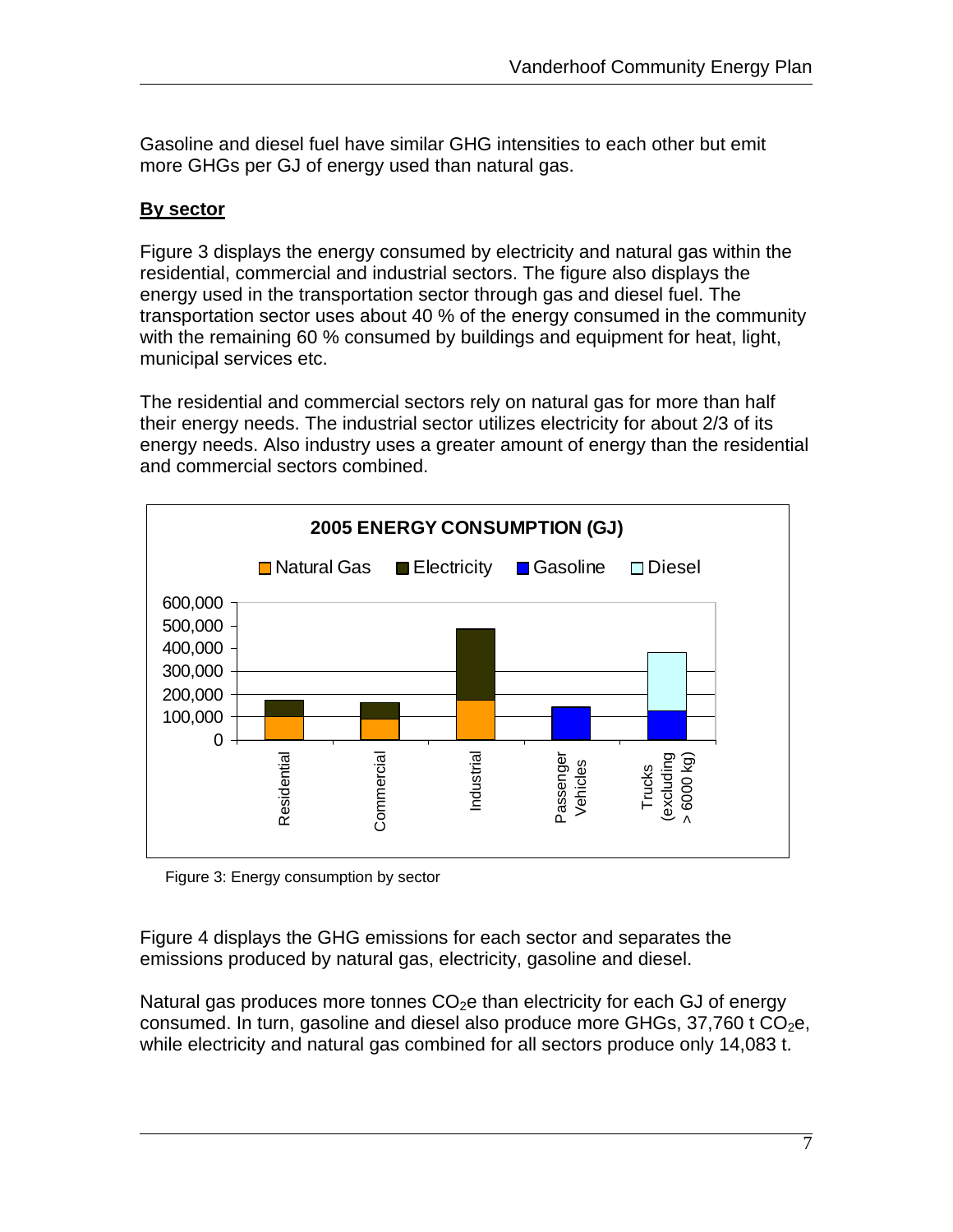Gasoline and diesel fuel have similar GHG intensities to each other but emit more GHGs per GJ of energy used than natural gas.

**By sector**

Figure 3 displays the energy consumed by electricity and natural gas within the residential, commercial and industrial sectors. The figure also displays the energy used in the transportation sector through gas and diesel fuel. The transportation sector uses about 40 % of the energy consumed in the community with the remaining 60 % consumed by buildings and equipment for heat, light, municipal services etc.

The residential and commercial sectors rely on natural gas for more than half their energy needs. The industrial sector utilizes electricity for about 2/3 of its energy needs. Also industry uses a greater amount of energy than the residential and commercial sectors combined.

Figure 3: Energy consumption by sector

Figure 4 displays the GHG emissions for each sector and separates the emissions produced by natural gas, electricity, gasoline and diesel.

Natural gas produces more tonnes $CO_2e$ than electricity for each GJ of energy consumed. In turn, gasoline and diesel also produce more GHGs, 37,760 t $CO_2e$, while electricity and natural gas combined for all sectors produce only 14,083 t.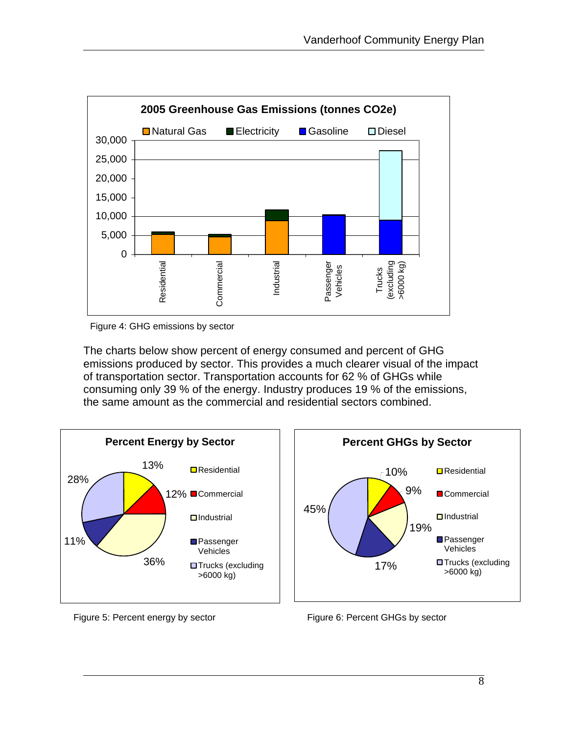Figure 4: GHG emissions by sector

The charts below show percent of energy consumed and percent of GHG emissions produced by sector. This provides a much clearer visual of the impact of transportation sector. Transportation accounts for 62 % of GHGs while consuming only 39 % of the energy. Industry produces 19 % of the emissions, the same amount as the commercial and residential sectors combined.

Figure 5: Percent energy by sector

Figure 6: Percent GHGs by sector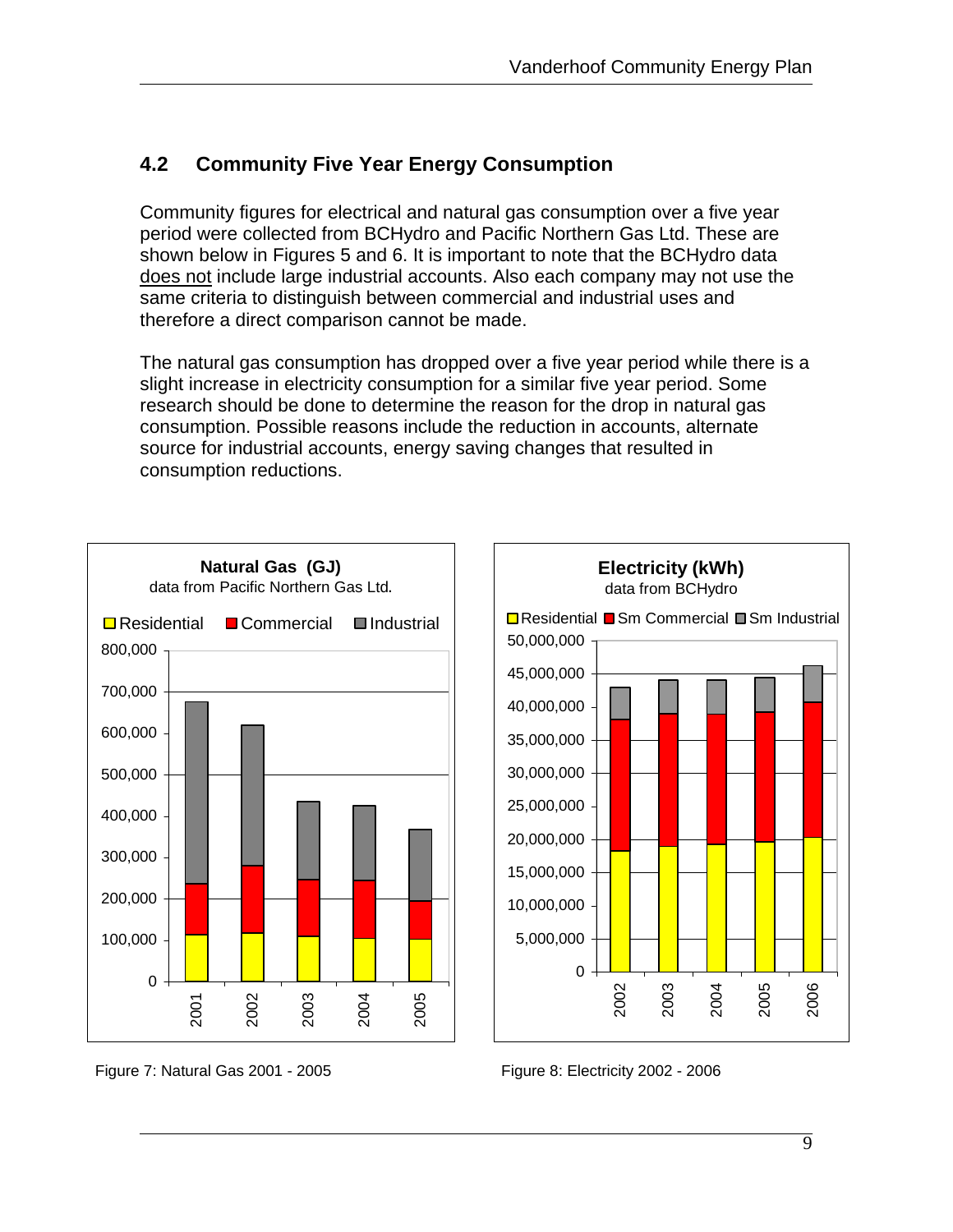## 4.2 Community Five Year Energy Consumption

Community figures for electrical and natural gas consumption over a five year period were collected from BCHydro and Pacific Northern Gas Ltd. These are shown below in Figures 5 and 6. It is important to note that the BCHydro data does not include large industrial accounts. Also each company may not use the same criteria to distinguish between commercial and industrial uses and therefore a direct comparison cannot be made.

The natural gas consumption has dropped over a five year period while there is a slight increase in electricity consumption for a similar five year period. Some research should be done to determine the reason for the drop in natural gas consumption. Possible reasons include the reduction in accounts, alternate source for industrial accounts, energy saving changes that resulted in consumption reductions.

**Natural Gas (GJ)**
data from Pacific Northern Gas Ltd.

Legend: Residential, Commercial, Industrial

Figure 7: Natural Gas 2001 - 2005

**Electricity (kWh)**
data from BCHydro

Legend: Residential, Sm Commercial, Sm Industrial

Figure 8: Electricity 2002 - 2006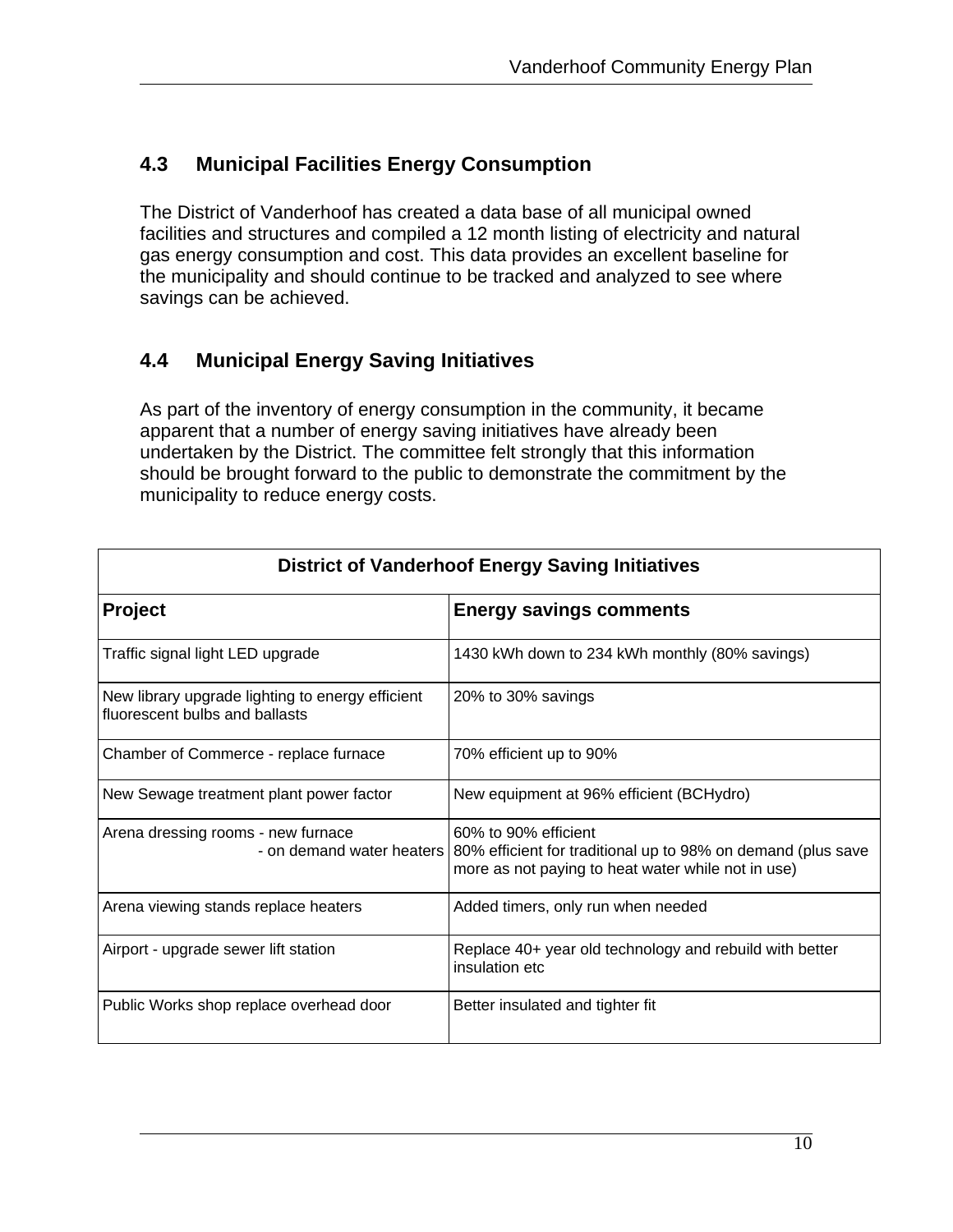## 4.3 Municipal Facilities Energy Consumption

The District of Vanderhoof has created a data base of all municipal owned facilities and structures and compiled a 12 month listing of electricity and natural gas energy consumption and cost. This data provides an excellent baseline for the municipality and should continue to be tracked and analyzed to see where savings can be achieved.

## 4.4 Municipal Energy Saving Initiatives

As part of the inventory of energy consumption in the community, it became apparent that a number of energy saving initiatives have already been undertaken by the District. The committee felt strongly that this information should be brought forward to the public to demonstrate the commitment by the municipality to reduce energy costs.

| District of Vanderhoof Energy Saving Initiatives | |
|---|---|
| **Project** | **Energy savings comments** |
| Traffic signal light LED upgrade | 1430 kWh down to 234 kWh monthly (80% savings) |
| New library upgrade lighting to energy efficient fluorescent bulbs and ballasts | 20% to 30% savings |
| Chamber of Commerce - replace furnace | 70% efficient up to 90% |
| New Sewage treatment plant power factor | New equipment at 96% efficient (BCHydro) |
| Arena dressing rooms - new furnace<br>- on demand water heaters | 60% to 90% efficient<br>80% efficient for traditional up to 98% on demand (plus save more as not paying to heat water while not in use) |
| Arena viewing stands replace heaters | Added timers, only run when needed |
| Airport - upgrade sewer lift station | Replace 40+ year old technology and rebuild with better insulation etc |
| Public Works shop replace overhead door | Better insulated and tighter fit |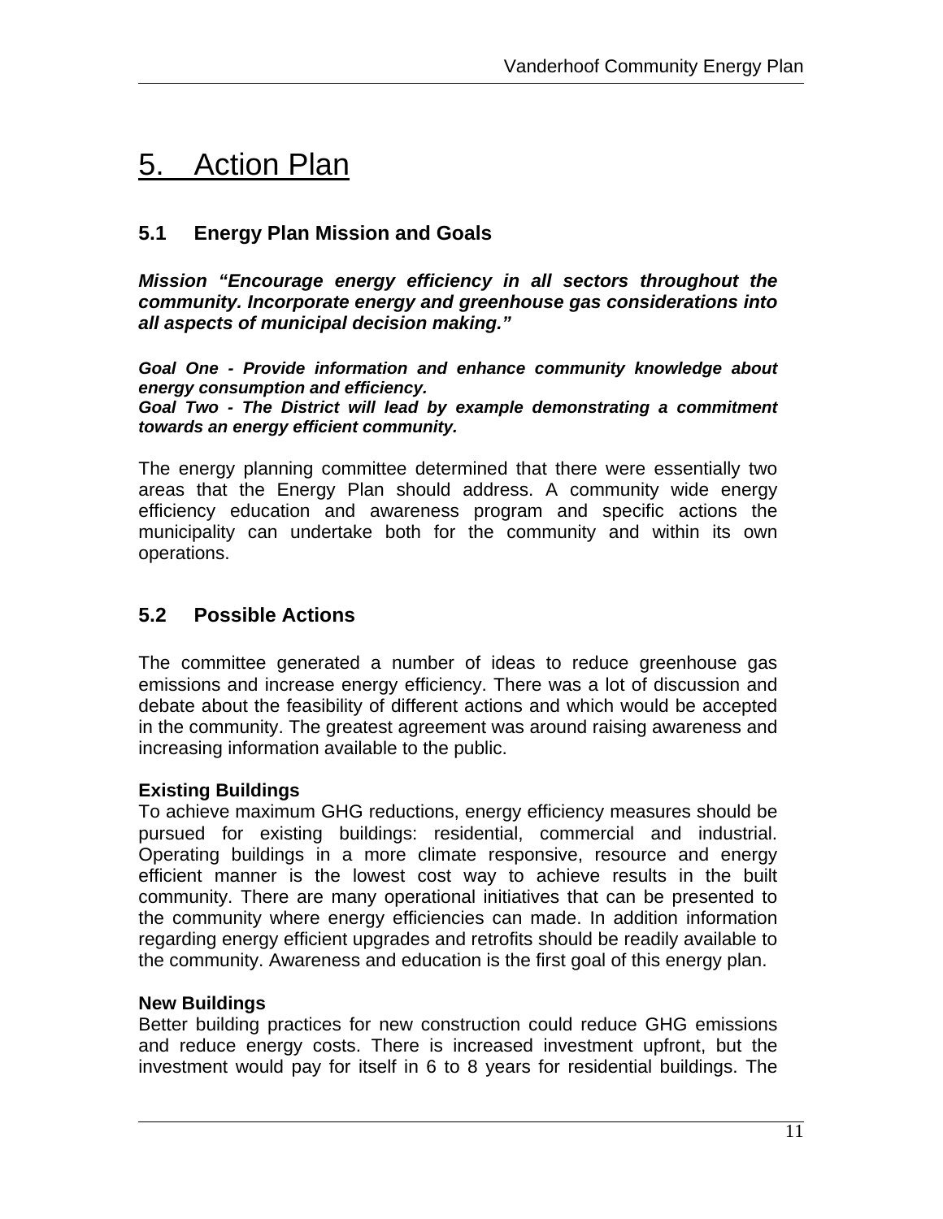# 5. Action Plan

## 5.1 Energy Plan Mission and Goals

***Mission "Encourage energy efficiency in all sectors throughout the community. Incorporate energy and greenhouse gas considerations into all aspects of municipal decision making."***

***Goal One - Provide information and enhance community knowledge about energy consumption and efficiency.***
***Goal Two - The District will lead by example demonstrating a commitment towards an energy efficient community.***

The energy planning committee determined that there were essentially two areas that the Energy Plan should address. A community wide energy efficiency education and awareness program and specific actions the municipality can undertake both for the community and within its own operations.

## 5.2 Possible Actions

The committee generated a number of ideas to reduce greenhouse gas emissions and increase energy efficiency. There was a lot of discussion and debate about the feasibility of different actions and which would be accepted in the community. The greatest agreement was around raising awareness and increasing information available to the public.

**Existing Buildings**
To achieve maximum GHG reductions, energy efficiency measures should be pursued for existing buildings: residential, commercial and industrial. Operating buildings in a more climate responsive, resource and energy efficient manner is the lowest cost way to achieve results in the built community. There are many operational initiatives that can be presented to the community where energy efficiencies can made. In addition information regarding energy efficient upgrades and retrofits should be readily available to the community. Awareness and education is the first goal of this energy plan.

**New Buildings**
Better building practices for new construction could reduce GHG emissions and reduce energy costs. There is increased investment upfront, but the investment would pay for itself in 6 to 8 years for residential buildings. The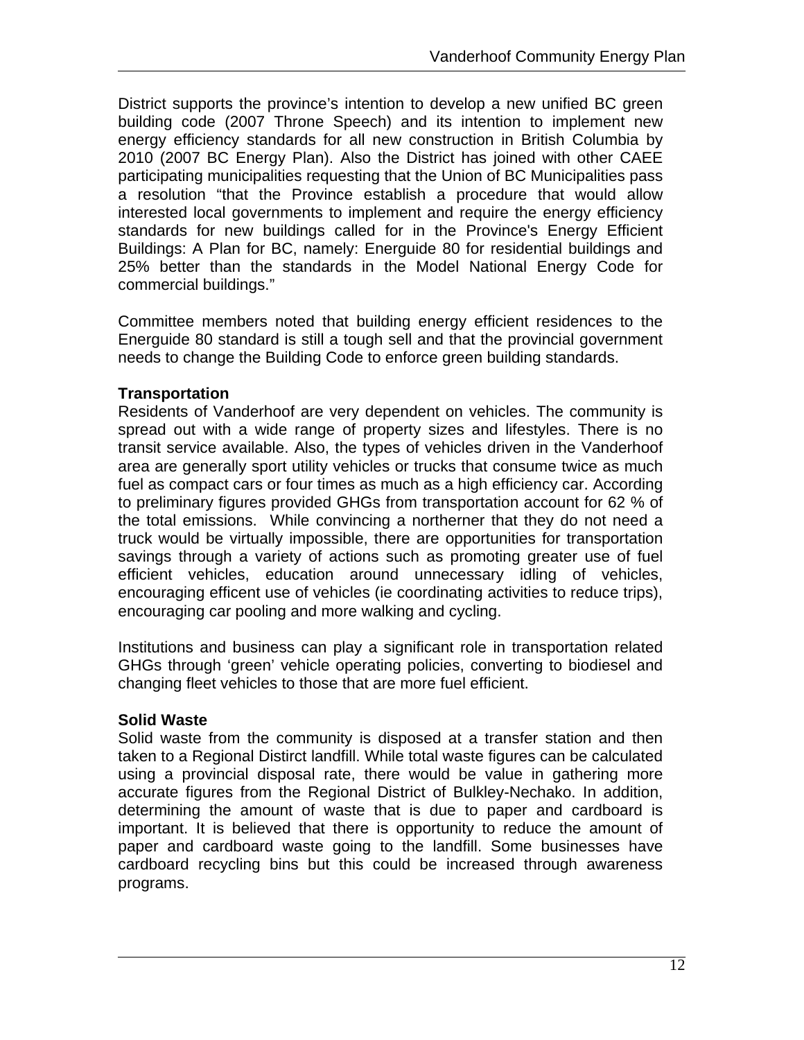District supports the province's intention to develop a new unified BC green building code (2007 Throne Speech) and its intention to implement new energy efficiency standards for all new construction in British Columbia by 2010 (2007 BC Energy Plan). Also the District has joined with other CAEE participating municipalities requesting that the Union of BC Municipalities pass a resolution "that the Province establish a procedure that would allow interested local governments to implement and require the energy efficiency standards for new buildings called for in the Province's Energy Efficient Buildings: A Plan for BC, namely: Energuide 80 for residential buildings and 25% better than the standards in the Model National Energy Code for commercial buildings."

Committee members noted that building energy efficient residences to the Energuide 80 standard is still a tough sell and that the provincial government needs to change the Building Code to enforce green building standards.

**Transportation**

Residents of Vanderhoof are very dependent on vehicles. The community is spread out with a wide range of property sizes and lifestyles. There is no transit service available. Also, the types of vehicles driven in the Vanderhoof area are generally sport utility vehicles or trucks that consume twice as much fuel as compact cars or four times as much as a high efficiency car. According to preliminary figures provided GHGs from transportation account for 62 % of the total emissions. While convincing a northerner that they do not need a truck would be virtually impossible, there are opportunities for transportation savings through a variety of actions such as promoting greater use of fuel efficient vehicles, education around unnecessary idling of vehicles, encouraging efficent use of vehicles (ie coordinating activities to reduce trips), encouraging car pooling and more walking and cycling.

Institutions and business can play a significant role in transportation related GHGs through 'green' vehicle operating policies, converting to biodiesel and changing fleet vehicles to those that are more fuel efficient.

**Solid Waste**

Solid waste from the community is disposed at a transfer station and then taken to a Regional Distirct landfill. While total waste figures can be calculated using a provincial disposal rate, there would be value in gathering more accurate figures from the Regional District of Bulkley-Nechako. In addition, determining the amount of waste that is due to paper and cardboard is important. It is believed that there is opportunity to reduce the amount of paper and cardboard waste going to the landfill. Some businesses have cardboard recycling bins but this could be increased through awareness programs.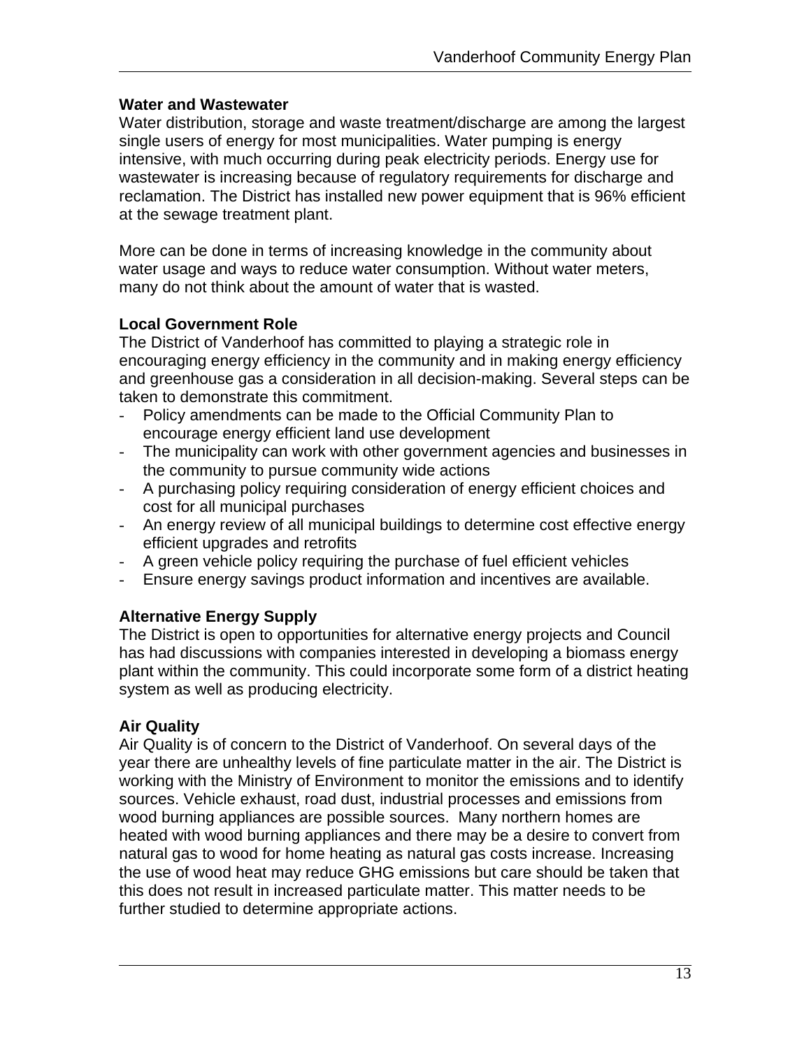### Water and Wastewater

Water distribution, storage and waste treatment/discharge are among the largest single users of energy for most municipalities. Water pumping is energy intensive, with much occurring during peak electricity periods. Energy use for wastewater is increasing because of regulatory requirements for discharge and reclamation. The District has installed new power equipment that is 96% efficient at the sewage treatment plant.

More can be done in terms of increasing knowledge in the community about water usage and ways to reduce water consumption. Without water meters, many do not think about the amount of water that is wasted.

### Local Government Role

The District of Vanderhoof has committed to playing a strategic role in encouraging energy efficiency in the community and in making energy efficiency and greenhouse gas a consideration in all decision-making. Several steps can be taken to demonstrate this commitment.

- Policy amendments can be made to the Official Community Plan to encourage energy efficient land use development
- The municipality can work with other government agencies and businesses in the community to pursue community wide actions
- A purchasing policy requiring consideration of energy efficient choices and cost for all municipal purchases
- An energy review of all municipal buildings to determine cost effective energy efficient upgrades and retrofits
- A green vehicle policy requiring the purchase of fuel efficient vehicles
- Ensure energy savings product information and incentives are available.

### Alternative Energy Supply

The District is open to opportunities for alternative energy projects and Council has had discussions with companies interested in developing a biomass energy plant within the community. This could incorporate some form of a district heating system as well as producing electricity.

### Air Quality

Air Quality is of concern to the District of Vanderhoof. On several days of the year there are unhealthy levels of fine particulate matter in the air. The District is working with the Ministry of Environment to monitor the emissions and to identify sources. Vehicle exhaust, road dust, industrial processes and emissions from wood burning appliances are possible sources. Many northern homes are heated with wood burning appliances and there may be a desire to convert from natural gas to wood for home heating as natural gas costs increase. Increasing the use of wood heat may reduce GHG emissions but care should be taken that this does not result in increased particulate matter. This matter needs to be further studied to determine appropriate actions.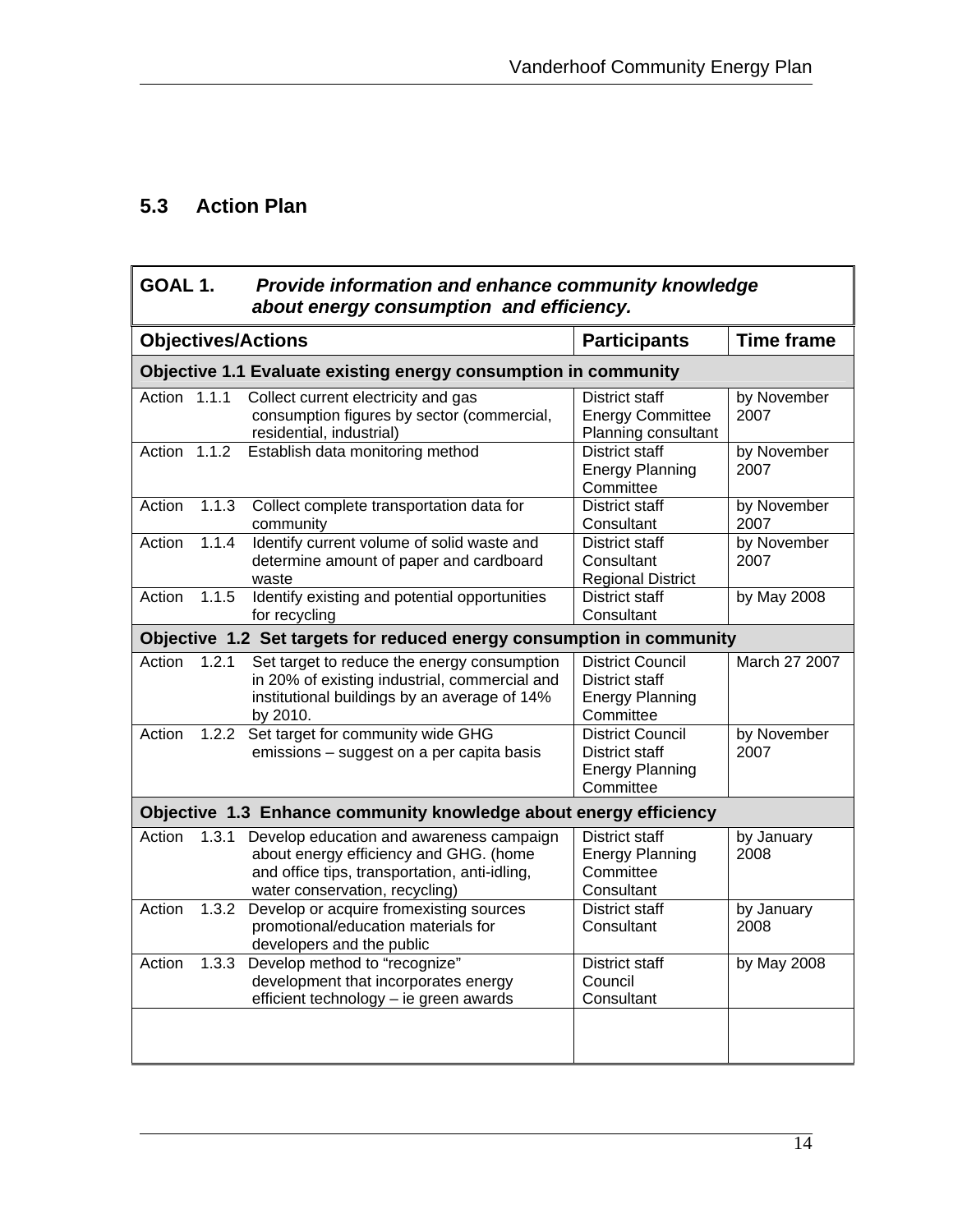## 5.3 Action Plan

| **GOAL 1.** ***Provide information and enhance community knowledge about energy consumption and efficiency.*** | | |
|---|---|---|
| **Objectives/Actions** | **Participants** | **Time frame** |
| **Objective 1.1 Evaluate existing energy consumption in community** | | |
| Action 1.1.1 Collect current electricity and gas consumption figures by sector (commercial, residential, industrial) | District staff<br>Energy Committee<br>Planning consultant | by November 2007 |
| Action 1.1.2 Establish data monitoring method | District staff<br>Energy Planning Committee | by November 2007 |
| Action 1.1.3 Collect complete transportation data for community | District staff<br>Consultant | by November 2007 |
| Action 1.1.4 Identify current volume of solid waste and determine amount of paper and cardboard waste | District staff<br>Consultant<br>Regional District | by November 2007 |
| Action 1.1.5 Identify existing and potential opportunities for recycling | District staff<br>Consultant | by May 2008 |
| **Objective 1.2 Set targets for reduced energy consumption in community** | | |
| Action 1.2.1 Set target to reduce the energy consumption in 20% of existing industrial, commercial and institutional buildings by an average of 14% by 2010. | District Council<br>District staff<br>Energy Planning Committee | March 27 2007 |
| Action 1.2.2 Set target for community wide GHG emissions – suggest on a per capita basis | District Council<br>District staff<br>Energy Planning Committee | by November 2007 |
| **Objective 1.3 Enhance community knowledge about energy efficiency** | | |
| Action 1.3.1 Develop education and awareness campaign about energy efficiency and GHG. (home and office tips, transportation, anti-idling, water conservation, recycling) | District staff<br>Energy Planning Committee<br>Consultant | by January 2008 |
| Action 1.3.2 Develop or acquire fromexisting sources promotional/education materials for developers and the public | District staff<br>Consultant | by January 2008 |
| Action 1.3.3 Develop method to "recognize" development that incorporates energy efficient technology – ie green awards | District staff<br>Council<br>Consultant | by May 2008 |
| | | |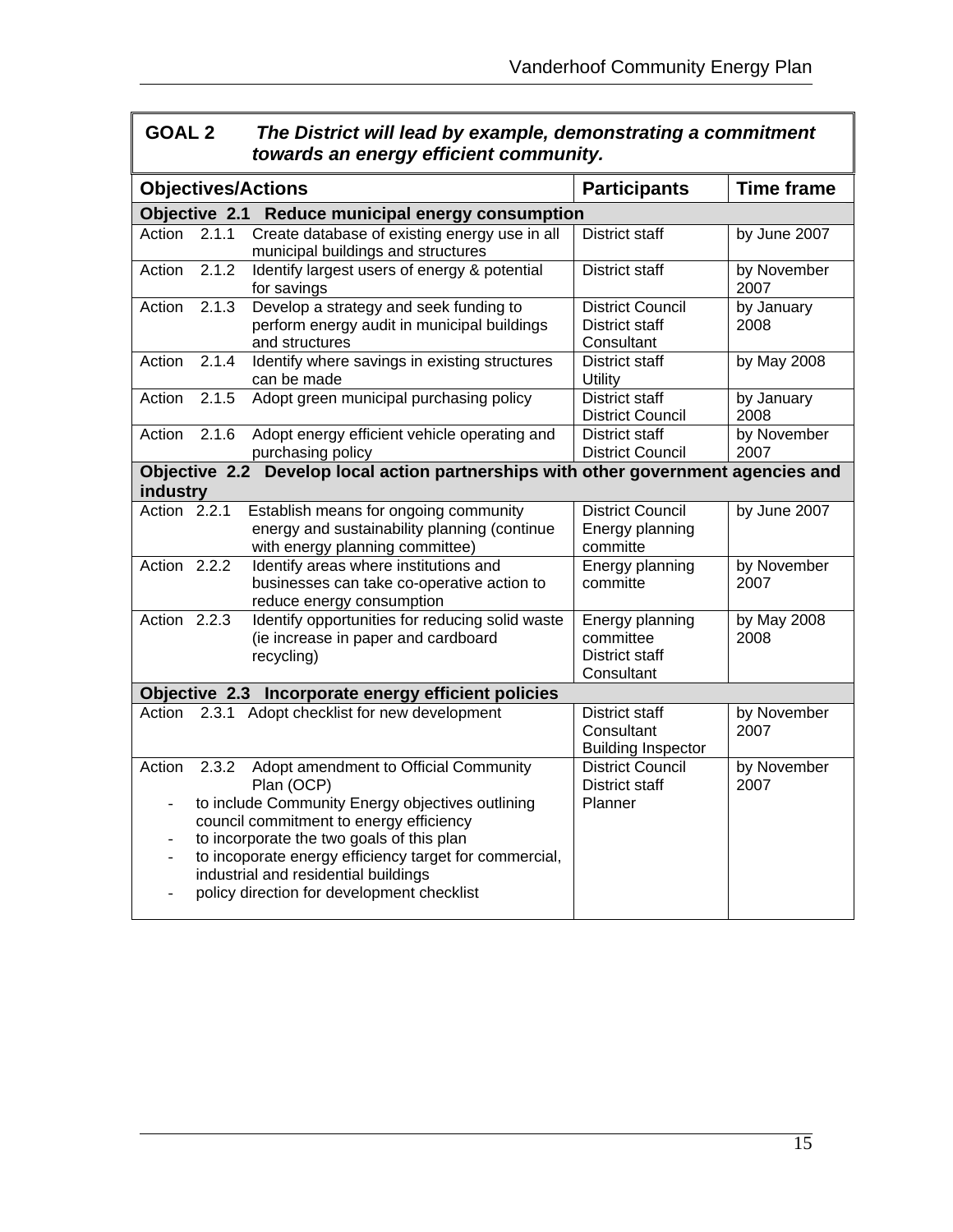## GOAL 2 *The District will lead by example, demonstrating a commitment towards an energy efficient community.*

| Objectives/Actions | Participants | Time frame |
|---|---|---|
| **Objective 2.1 Reduce municipal energy consumption** | | |
| Action 2.1.1 Create database of existing energy use in all municipal buildings and structures | District staff | by June 2007 |
| Action 2.1.2 Identify largest users of energy & potential for savings | District staff | by November 2007 |
| Action 2.1.3 Develop a strategy and seek funding to perform energy audit in municipal buildings and structures | District Council<br>District staff<br>Consultant | by January 2008 |
| Action 2.1.4 Identify where savings in existing structures can be made | District staff<br>Utility | by May 2008 |
| Action 2.1.5 Adopt green municipal purchasing policy | District staff<br>District Council | by January 2008 |
| Action 2.1.6 Adopt energy efficient vehicle operating and purchasing policy | District staff<br>District Council | by November 2007 |
| **Objective 2.2 Develop local action partnerships with other government agencies and industry** | | |
| Action 2.2.1 Establish means for ongoing community energy and sustainability planning (continue with energy planning committee) | District Council<br>Energy planning committe | by June 2007 |
| Action 2.2.2 Identify areas where institutions and businesses can take co-operative action to reduce energy consumption | Energy planning committe | by November 2007 |
| Action 2.2.3 Identify opportunities for reducing solid waste (ie increase in paper and cardboard recycling) | Energy planning committee<br>District staff<br>Consultant | by May 2008 2008 |
| **Objective 2.3 Incorporate energy efficient policies** | | |
| Action 2.3.1 Adopt checklist for new development | District staff<br>Consultant<br>Building Inspector | by November 2007 |
| Action 2.3.2 Adopt amendment to Official Community Plan (OCP)<br>- to include Community Energy objectives outlining council commitment to energy efficiency<br>- to incorporate the two goals of this plan<br>- to incoporate energy efficiency target for commercial, industrial and residential buildings<br>- policy direction for development checklist | District Council<br>District staff<br>Planner | by November 2007 |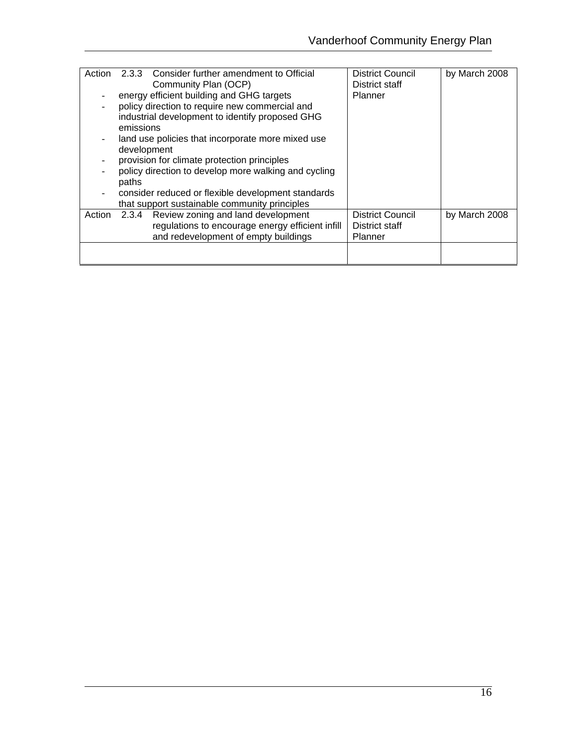| | | |
|---|---|---|
| Action 2.3.3 Consider further amendment to Official Community Plan (OCP)<br>- energy efficient building and GHG targets<br>- policy direction to require new commercial and industrial development to identify proposed GHG emissions<br>- land use policies that incorporate more mixed use development<br>- provision for climate protection principles<br>- policy direction to develop more walking and cycling paths<br>- consider reduced or flexible development standards that support sustainable community principles | District Council<br>District staff<br>Planner | by March 2008 |
| Action 2.3.4 Review zoning and land development regulations to encourage energy efficient infill and redevelopment of empty buildings | District Council<br>District staff<br>Planner | by March 2008 |
| | | |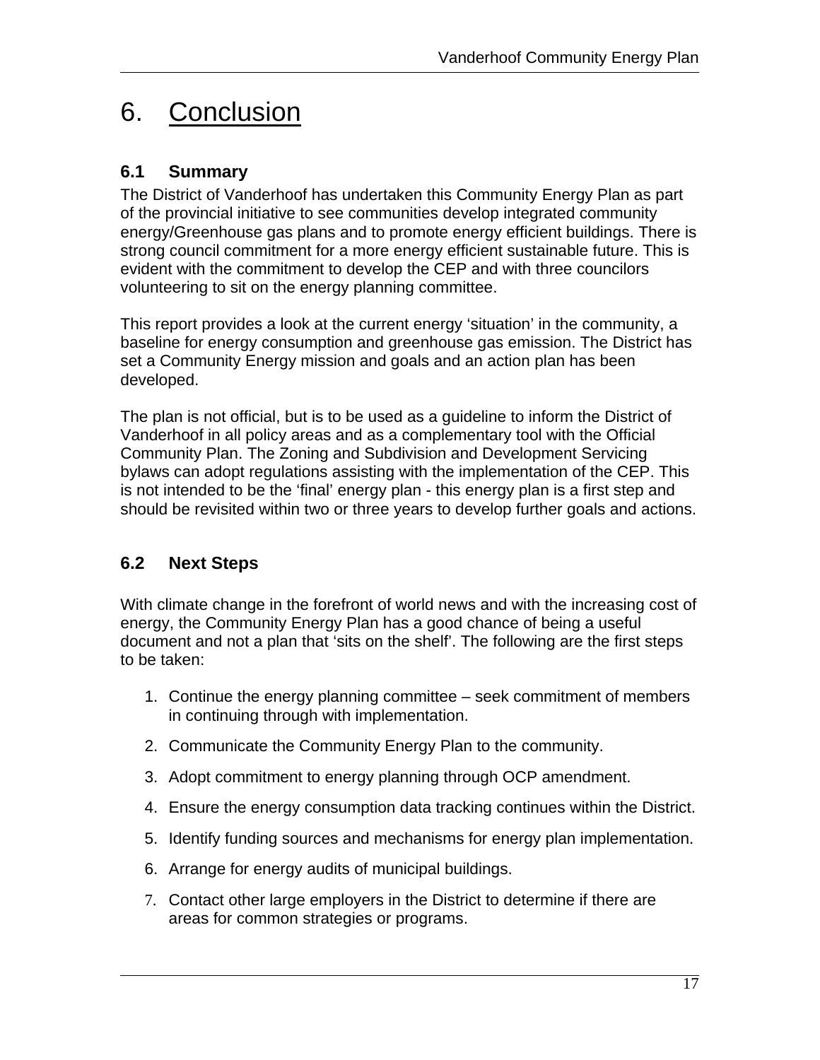# 6. Conclusion

## 6.1 Summary

The District of Vanderhoof has undertaken this Community Energy Plan as part of the provincial initiative to see communities develop integrated community energy/Greenhouse gas plans and to promote energy efficient buildings. There is strong council commitment for a more energy efficient sustainable future. This is evident with the commitment to develop the CEP and with three councilors volunteering to sit on the energy planning committee.

This report provides a look at the current energy 'situation' in the community, a baseline for energy consumption and greenhouse gas emission. The District has set a Community Energy mission and goals and an action plan has been developed.

The plan is not official, but is to be used as a guideline to inform the District of Vanderhoof in all policy areas and as a complementary tool with the Official Community Plan. The Zoning and Subdivision and Development Servicing bylaws can adopt regulations assisting with the implementation of the CEP. This is not intended to be the 'final' energy plan - this energy plan is a first step and should be revisited within two or three years to develop further goals and actions.

## 6.2 Next Steps

With climate change in the forefront of world news and with the increasing cost of energy, the Community Energy Plan has a good chance of being a useful document and not a plan that 'sits on the shelf'. The following are the first steps to be taken:

1. Continue the energy planning committee – seek commitment of members in continuing through with implementation.
2. Communicate the Community Energy Plan to the community.
3. Adopt commitment to energy planning through OCP amendment.
4. Ensure the energy consumption data tracking continues within the District.
5. Identify funding sources and mechanisms for energy plan implementation.
6. Arrange for energy audits of municipal buildings.
7. Contact other large employers in the District to determine if there are areas for common strategies or programs.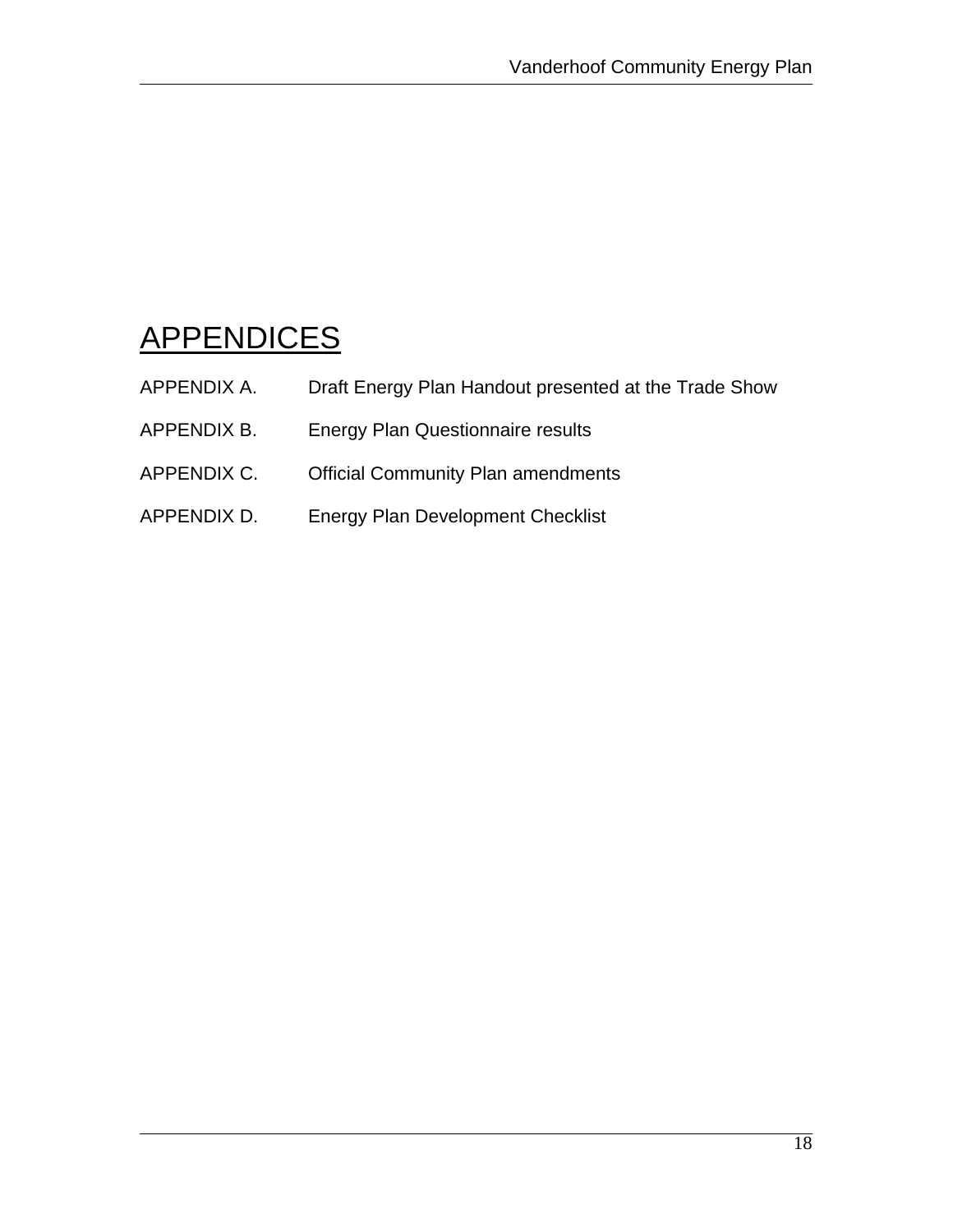# APPENDICES

APPENDIX A. Draft Energy Plan Handout presented at the Trade Show

APPENDIX B. Energy Plan Questionnaire results

APPENDIX C. Official Community Plan amendments

APPENDIX D. Energy Plan Development Checklist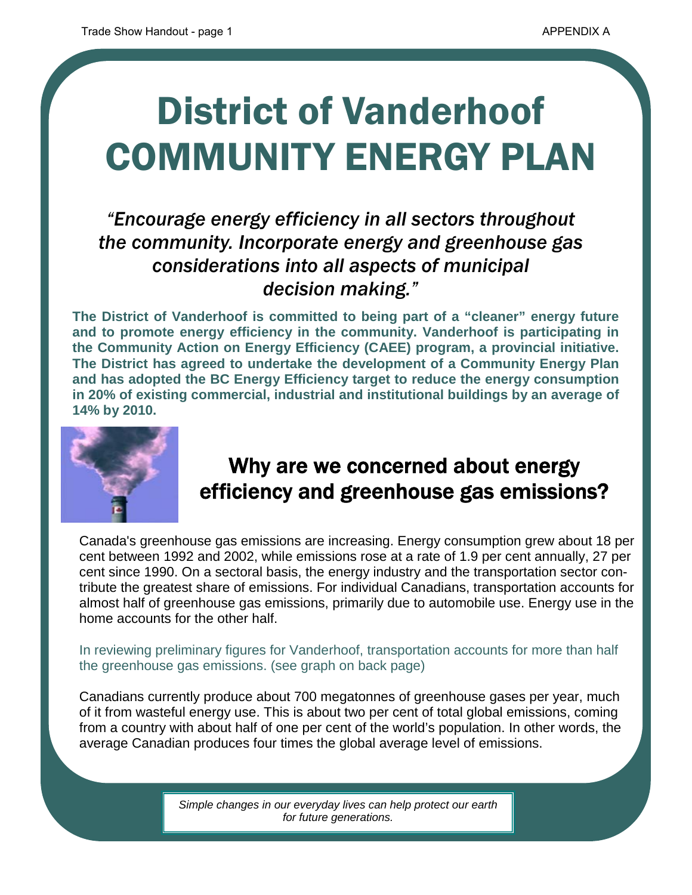# District of Vanderhoof
# COMMUNITY ENERGY PLAN

*"Encourage energy efficiency in all sectors throughout the community. Incorporate energy and greenhouse gas considerations into all aspects of municipal decision making."*

**The District of Vanderhoof is committed to being part of a "cleaner" energy future and to promote energy efficiency in the community. Vanderhoof is participating in the Community Action on Energy Efficiency (CAEE) program, a provincial initiative. The District has agreed to undertake the development of a Community Energy Plan and has adopted the BC Energy Efficiency target to reduce the energy consumption in 20% of existing commercial, industrial and institutional buildings by an average of 14% by 2010.**

## Why are we concerned about energy efficiency and greenhouse gas emissions?

Canada's greenhouse gas emissions are increasing. Energy consumption grew about 18 per cent between 1992 and 2002, while emissions rose at a rate of 1.9 per cent annually, 27 per cent since 1990. On a sectoral basis, the energy industry and the transportation sector contribute the greatest share of emissions. For individual Canadians, transportation accounts for almost half of greenhouse gas emissions, primarily due to automobile use. Energy use in the home accounts for the other half.

In reviewing preliminary figures for Vanderhoof, transportation accounts for more than half the greenhouse gas emissions. (see graph on back page)

Canadians currently produce about 700 megatonnes of greenhouse gases per year, much of it from wasteful energy use. This is about two per cent of total global emissions, coming from a country with about half of one per cent of the world's population. In other words, the average Canadian produces four times the global average level of emissions.

*Simple changes in our everyday lives can help protect our earth for future generations.*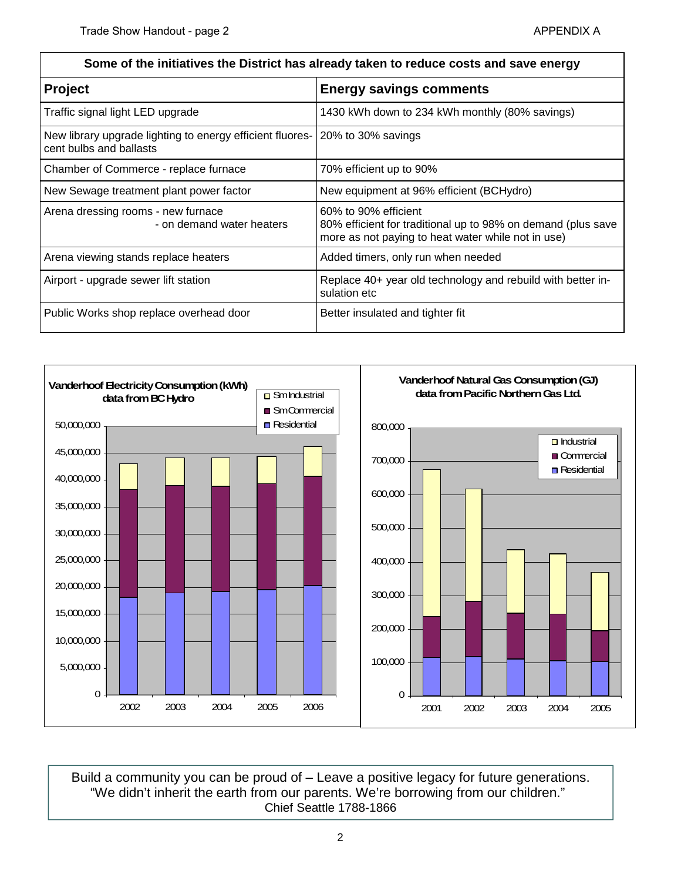| Some of the initiatives the District has already taken to reduce costs and save energy | |
|---|---|
| **Project** | **Energy savings comments** |
| Traffic signal light LED upgrade | 1430 kWh down to 234 kWh monthly (80% savings) |
| New library upgrade lighting to energy efficient fluorescent bulbs and ballasts | 20% to 30% savings |
| Chamber of Commerce - replace furnace | 70% efficient up to 90% |
| New Sewage treatment plant power factor | New equipment at 96% efficient (BCHydro) |
| Arena dressing rooms - new furnace<br>- on demand water heaters | 60% to 90% efficient<br>80% efficient for traditional up to 98% on demand (plus save more as not paying to heat water while not in use) |
| Arena viewing stands replace heaters | Added timers, only run when needed |
| Airport - upgrade sewer lift station | Replace 40+ year old technology and rebuild with better insulation etc |
| Public Works shop replace overhead door | Better insulated and tighter fit |

**Vanderhoof Electricity Consumption (kWh)**
**data from BC Hydro**

**Vanderhoof Natural Gas Consumption (GJ)**
**data from Pacific Northern Gas Ltd.**

Build a community you can be proud of – Leave a positive legacy for future generations.
"We didn't inherit the earth from our parents. We're borrowing from our children."
Chief Seattle 1788-1866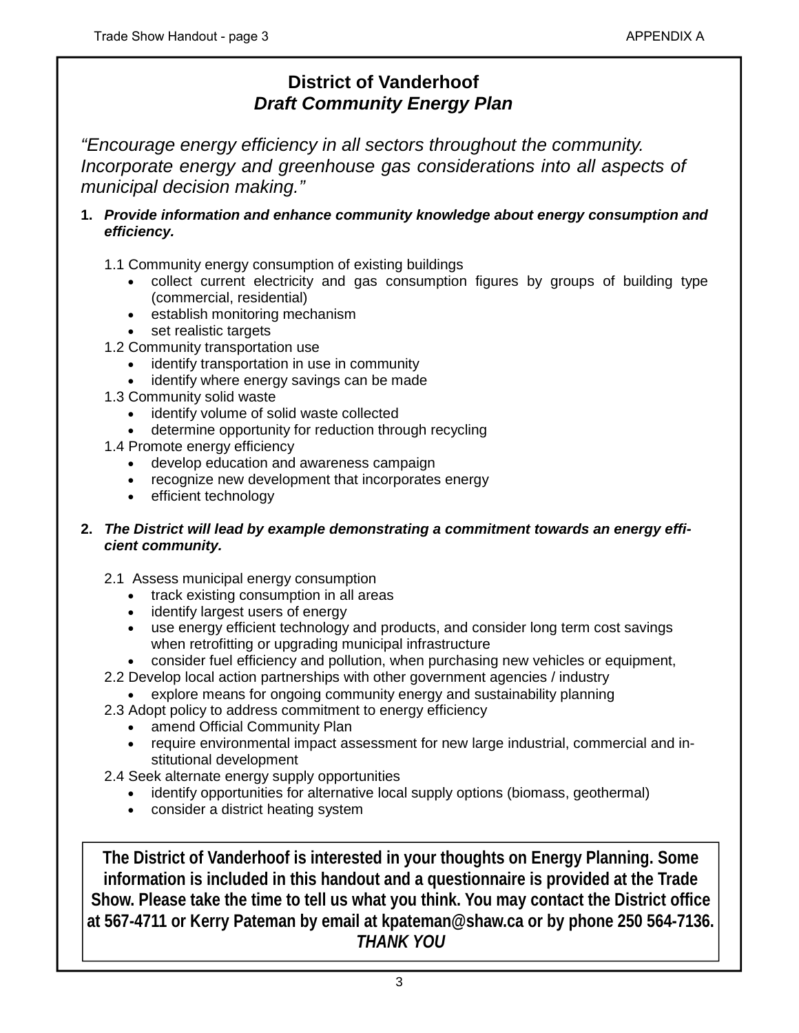# District of Vanderhoof
## *Draft Community Energy Plan*

*"Encourage energy efficiency in all sectors throughout the community. Incorporate energy and greenhouse gas considerations into all aspects of municipal decision making."*

1. ***Provide information and enhance community knowledge about energy consumption and efficiency.***

   1.1 Community energy consumption of existing buildings
   - collect current electricity and gas consumption figures by groups of building type (commercial, residential)
   - establish monitoring mechanism
   - set realistic targets

   1.2 Community transportation use
   - identify transportation in use in community
   - identify where energy savings can be made

   1.3 Community solid waste
   - identify volume of solid waste collected
   - determine opportunity for reduction through recycling

   1.4 Promote energy efficiency
   - develop education and awareness campaign
   - recognize new development that incorporates energy
   - efficient technology

2. ***The District will lead by example demonstrating a commitment towards an energy efficient community.***

   2.1 Assess municipal energy consumption
   - track existing consumption in all areas
   - identify largest users of energy
   - use energy efficient technology and products, and consider long term cost savings when retrofitting or upgrading municipal infrastructure
   - consider fuel efficiency and pollution, when purchasing new vehicles or equipment,

   2.2 Develop local action partnerships with other government agencies / industry
   - explore means for ongoing community energy and sustainability planning

   2.3 Adopt policy to address commitment to energy efficiency
   - amend Official Community Plan
   - require environmental impact assessment for new large industrial, commercial and institutional development

   2.4 Seek alternate energy supply opportunities
   - identify opportunities for alternative local supply options (biomass, geothermal)
   - consider a district heating system

**The District of Vanderhoof is interested in your thoughts on Energy Planning. Some information is included in this handout and a questionnaire is provided at the Trade Show. Please take the time to tell us what you think. You may contact the District office at 567-4711 or Kerry Pateman by email at kpateman@shaw.ca or by phone 250 564-7136.**

***THANK YOU***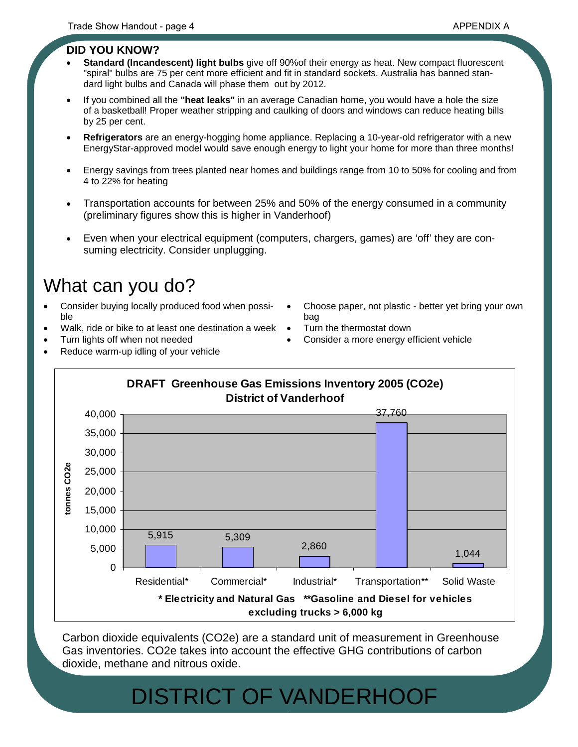**DID YOU KNOW?**

- **Standard (Incandescent) light bulbs** give off 90%of their energy as heat. New compact fluorescent "spiral" bulbs are 75 per cent more efficient and fit in standard sockets. Australia has banned standard light bulbs and Canada will phase them out by 2012.
- If you combined all the **"heat leaks"** in an average Canadian home, you would have a hole the size of a basketball! Proper weather stripping and caulking of doors and windows can reduce heating bills by 25 per cent.
- **Refrigerators** are an energy-hogging home appliance. Replacing a 10-year-old refrigerator with a new EnergyStar-approved model would save enough energy to light your home for more than three months!
- Energy savings from trees planted near homes and buildings range from 10 to 50% for cooling and from 4 to 22% for heating
- Transportation accounts for between 25% and 50% of the energy consumed in a community (preliminary figures show this is higher in Vanderhoof)
- Even when your electrical equipment (computers, chargers, games) are 'off' they are consuming electricity. Consider unplugging.

# What can you do?

- Consider buying locally produced food when possible
- Walk, ride or bike to at least one destination a week
- Turn lights off when not needed
- Reduce warm-up idling of your vehicle
- Choose paper, not plastic - better yet bring your own bag
- Turn the thermostat down
- Consider a more energy efficient vehicle

**DRAFT Greenhouse Gas Emissions Inventory 2005 (CO2e)**
**District of Vanderhoof**

| Sector | tonnes CO2e |
|---|---|
| Residential* | 5,915 |
| Commercial* | 5,309 |
| Industrial* | 2,860 |
| Transportation** | 37,760 |
| Solid Waste | 1,044 |

**\* Electricity and Natural Gas \*\*Gasoline and Diesel for vehicles excluding trucks > 6,000 kg**

Carbon dioxide equivalents (CO2e) are a standard unit of measurement in Greenhouse Gas inventories. CO2e takes into account the effective GHG contributions of carbon dioxide, methane and nitrous oxide.

# DISTRICT OF VANDERHOOF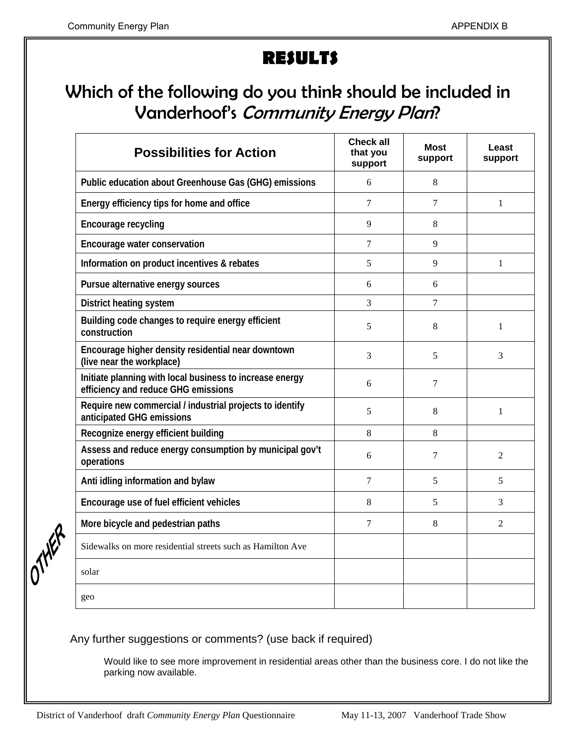# RESULTS

## Which of the following do you think should be included in Vanderhoof's *Community Energy Plan*?

| Possibilities for Action | Check all that you support | Most support | Least support |
|---|---|---|---|
| Public education about Greenhouse Gas (GHG) emissions | 6 | 8 | |
| Energy efficiency tips for home and office | 7 | 7 | 1 |
| Encourage recycling | 9 | 8 | |
| Encourage water conservation | 7 | 9 | |
| Information on product incentives & rebates | 5 | 9 | 1 |
| Pursue alternative energy sources | 6 | 6 | |
| District heating system | 3 | 7 | |
| Building code changes to require energy efficient construction | 5 | 8 | 1 |
| Encourage higher density residential near downtown (live near the workplace) | 3 | 5 | 3 |
| Initiate planning with local business to increase energy efficiency and reduce GHG emissions | 6 | 7 | |
| Require new commercial / industrial projects to identify anticipated GHG emissions | 5 | 8 | 1 |
| Recognize energy efficient building | 8 | 8 | |
| Assess and reduce energy consumption by municipal gov't operations | 6 | 7 | 2 |
| Anti idling information and bylaw | 7 | 5 | 5 |
| Encourage use of fuel efficient vehicles | 8 | 5 | 3 |
| More bicycle and pedestrian paths | 7 | 8 | 2 |
| OTHER: Sidewalks on more residential streets such as Hamilton Ave | | | |
| solar | | | |
| geo | | | |

Any further suggestions or comments? (use back if required)

Would like to see more improvement in residential areas other than the business core. I do not like the parking now available.

District of Vanderhoof draft *Community Energy Plan* Questionnaire May 11-13, 2007 Vanderhoof Trade Show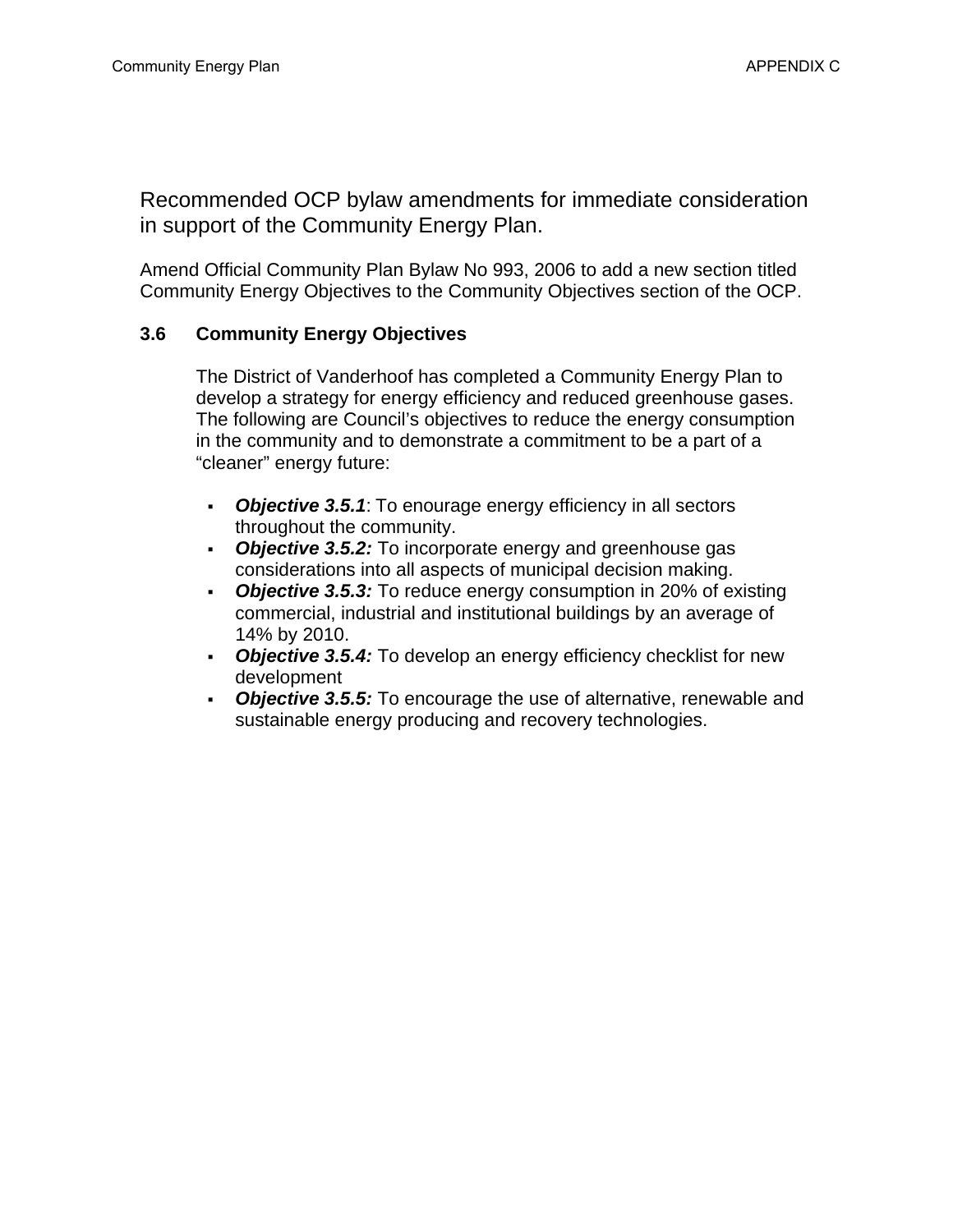## Recommended OCP bylaw amendments for immediate consideration in support of the Community Energy Plan.

Amend Official Community Plan Bylaw No 993, 2006 to add a new section titled Community Energy Objectives to the Community Objectives section of the OCP.

### 3.6 Community Energy Objectives

The District of Vanderhoof has completed a Community Energy Plan to develop a strategy for energy efficiency and reduced greenhouse gases. The following are Council's objectives to reduce the energy consumption in the community and to demonstrate a commitment to be a part of a "cleaner" energy future:

- ***Objective 3.5.1***: To enourage energy efficiency in all sectors throughout the community.
- ***Objective 3.5.2:*** To incorporate energy and greenhouse gas considerations into all aspects of municipal decision making.
- ***Objective 3.5.3:*** To reduce energy consumption in 20% of existing commercial, industrial and institutional buildings by an average of 14% by 2010.
- ***Objective 3.5.4:*** To develop an energy efficiency checklist for new development
- ***Objective 3.5.5:*** To encourage the use of alternative, renewable and sustainable energy producing and recovery technologies.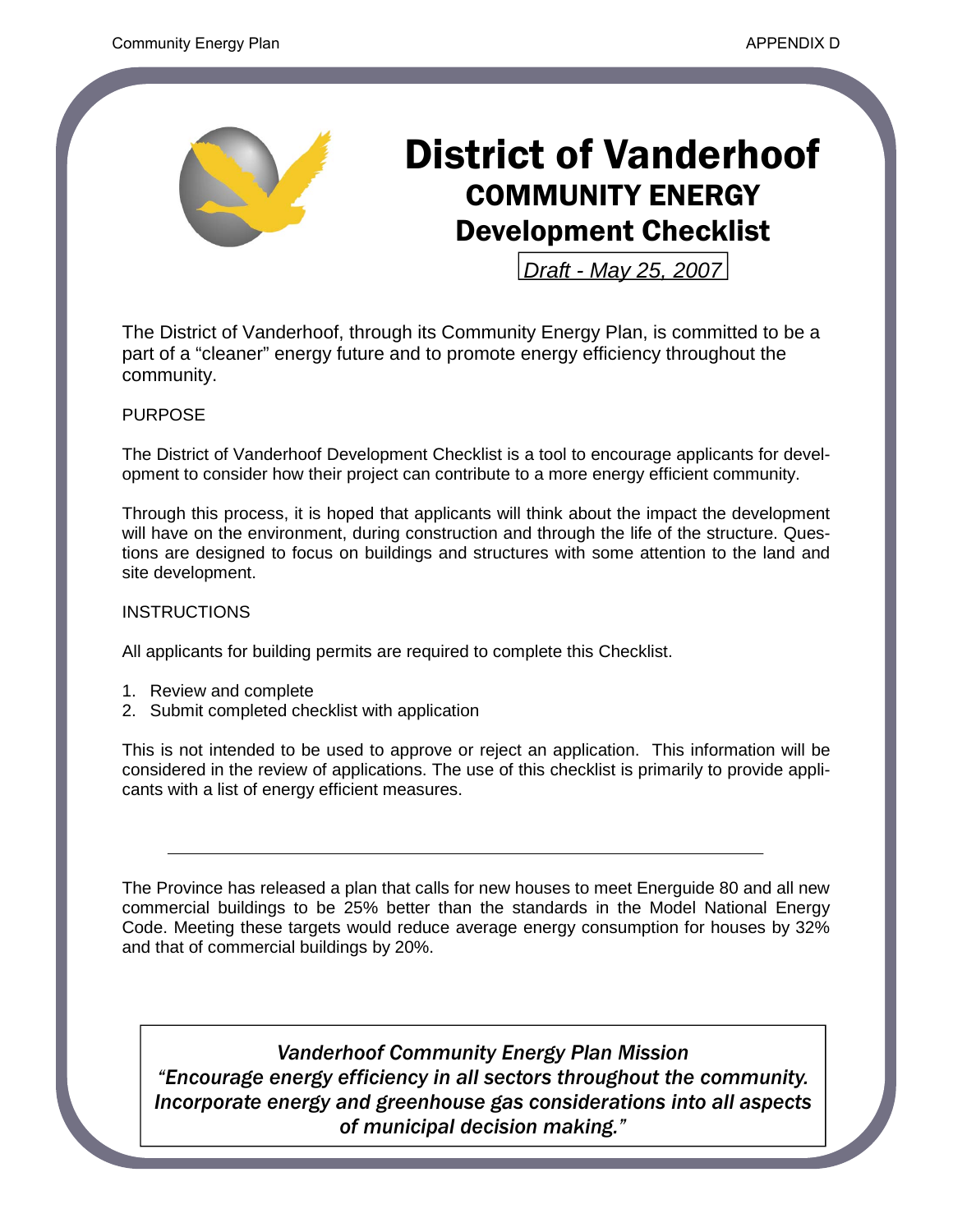# District of Vanderhoof

## COMMUNITY ENERGY

## Development Checklist

*Draft - May 25, 2007*

The District of Vanderhoof, through its Community Energy Plan, is committed to be a part of a "cleaner" energy future and to promote energy efficiency throughout the community.

PURPOSE

The District of Vanderhoof Development Checklist is a tool to encourage applicants for development to consider how their project can contribute to a more energy efficient community.

Through this process, it is hoped that applicants will think about the impact the development will have on the environment, during construction and through the life of the structure. Questions are designed to focus on buildings and structures with some attention to the land and site development.

INSTRUCTIONS

All applicants for building permits are required to complete this Checklist.

1. Review and complete
2. Submit completed checklist with application

This is not intended to be used to approve or reject an application. This information will be considered in the review of applications. The use of this checklist is primarily to provide applicants with a list of energy efficient measures.

---

The Province has released a plan that calls for new houses to meet Energuide 80 and all new commercial buildings to be 25% better than the standards in the Model National Energy Code. Meeting these targets would reduce average energy consumption for houses by 32% and that of commercial buildings by 20%.

*Vanderhoof Community Energy Plan Mission*
*"Encourage energy efficiency in all sectors throughout the community. Incorporate energy and greenhouse gas considerations into all aspects of municipal decision making."*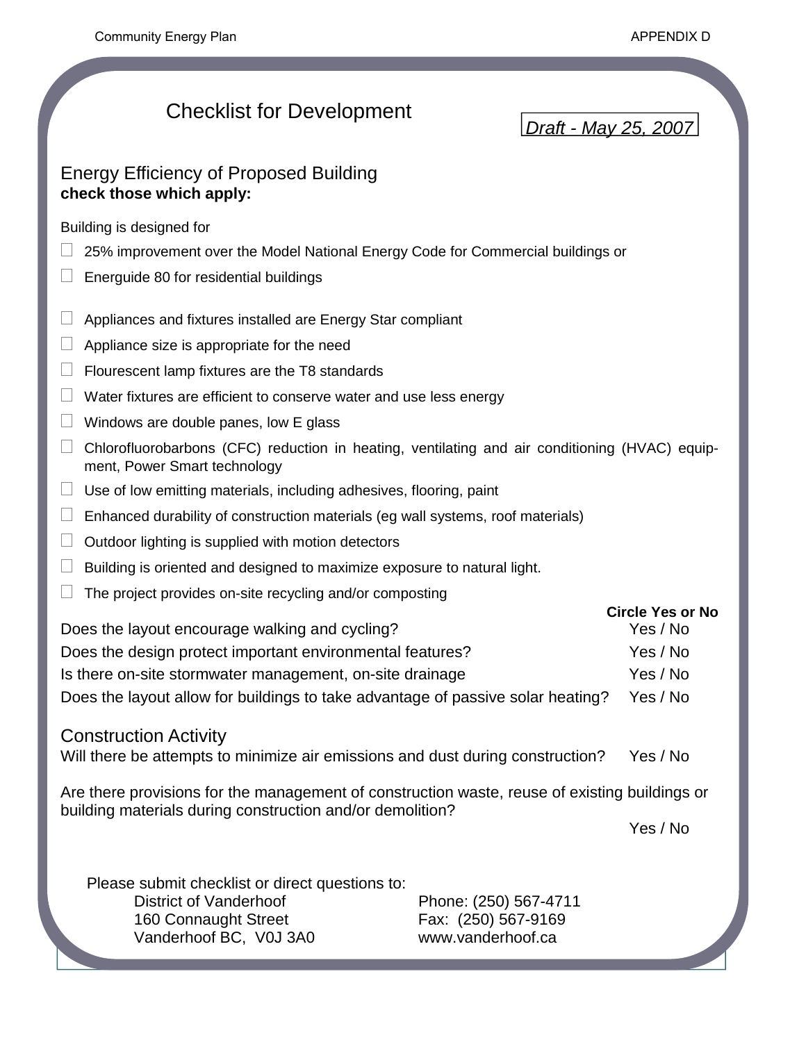# Checklist for Development

*Draft - May 25, 2007*

## Energy Efficiency of Proposed Building

**check those which apply:**

Building is designed for

- ☐ 25% improvement over the Model National Energy Code for Commercial buildings or
- ☐ Energuide 80 for residential buildings

- ☐ Appliances and fixtures installed are Energy Star compliant
- ☐ Appliance size is appropriate for the need
- ☐ Flourescent lamp fixtures are the T8 standards
- ☐ Water fixtures are efficient to conserve water and use less energy
- ☐ Windows are double panes, low E glass
- ☐ Chlorofluorobarbons (CFC) reduction in heating, ventilating and air conditioning (HVAC) equipment, Power Smart technology
- ☐ Use of low emitting materials, including adhesives, flooring, paint
- ☐ Enhanced durability of construction materials (eg wall systems, roof materials)
- ☐ Outdoor lighting is supplied with motion detectors
- ☐ Building is oriented and designed to maximize exposure to natural light.
- ☐ The project provides on-site recycling and/or composting

| | **Circle Yes or No** |
|---|---|
| Does the layout encourage walking and cycling? | Yes / No |
| Does the design protect important environmental features? | Yes / No |
| Is there on-site stormwater management, on-site drainage | Yes / No |
| Does the layout allow for buildings to take advantage of passive solar heating? | Yes / No |

## Construction Activity

Will there be attempts to minimize air emissions and dust during construction? Yes / No

Are there provisions for the management of construction waste, reuse of existing buildings or building materials during construction and/or demolition?

Yes / No

Please submit checklist or direct questions to:

District of Vanderhoof
160 Connaught Street
Vanderhoof BC, V0J 3A0

Phone: (250) 567-4711
Fax: (250) 567-9169
www.vanderhoof.ca